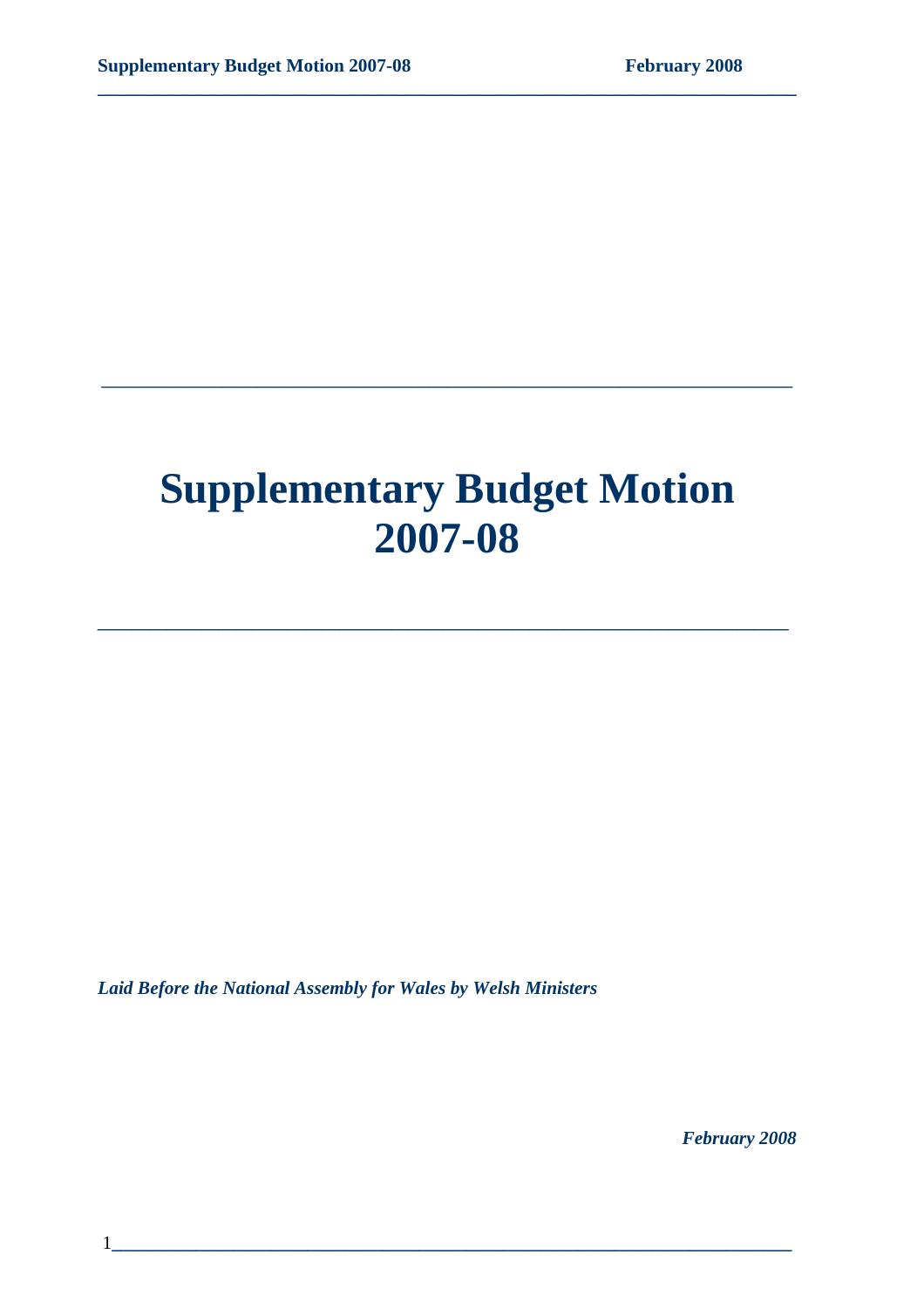# Supplementary Budget Motion 2007-08

***Laid Before the National Assembly for Wales by Welsh Ministers***

***February 2008***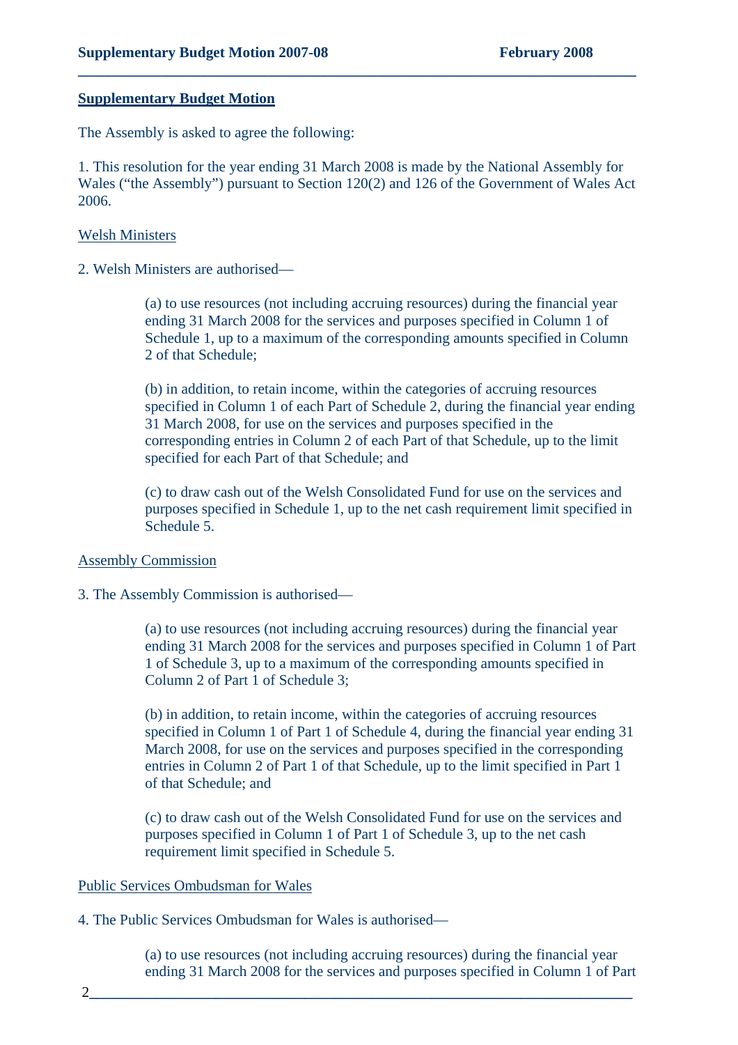## Supplementary Budget Motion

The Assembly is asked to agree the following:

1. This resolution for the year ending 31 March 2008 is made by the National Assembly for Wales ("the Assembly") pursuant to Section 120(2) and 126 of the Government of Wales Act 2006.

Welsh Ministers

2. Welsh Ministers are authorised—

> (a) to use resources (not including accruing resources) during the financial year ending 31 March 2008 for the services and purposes specified in Column 1 of Schedule 1, up to a maximum of the corresponding amounts specified in Column 2 of that Schedule;
>
> (b) in addition, to retain income, within the categories of accruing resources specified in Column 1 of each Part of Schedule 2, during the financial year ending 31 March 2008, for use on the services and purposes specified in the corresponding entries in Column 2 of each Part of that Schedule, up to the limit specified for each Part of that Schedule; and
>
> (c) to draw cash out of the Welsh Consolidated Fund for use on the services and purposes specified in Schedule 1, up to the net cash requirement limit specified in Schedule 5.

Assembly Commission

3. The Assembly Commission is authorised—

> (a) to use resources (not including accruing resources) during the financial year ending 31 March 2008 for the services and purposes specified in Column 1 of Part 1 of Schedule 3, up to a maximum of the corresponding amounts specified in Column 2 of Part 1 of Schedule 3;
>
> (b) in addition, to retain income, within the categories of accruing resources specified in Column 1 of Part 1 of Schedule 4, during the financial year ending 31 March 2008, for use on the services and purposes specified in the corresponding entries in Column 2 of Part 1 of that Schedule, up to the limit specified in Part 1 of that Schedule; and
>
> (c) to draw cash out of the Welsh Consolidated Fund for use on the services and purposes specified in Column 1 of Part 1 of Schedule 3, up to the net cash requirement limit specified in Schedule 5.

Public Services Ombudsman for Wales

4. The Public Services Ombudsman for Wales is authorised—

> (a) to use resources (not including accruing resources) during the financial year ending 31 March 2008 for the services and purposes specified in Column 1 of Part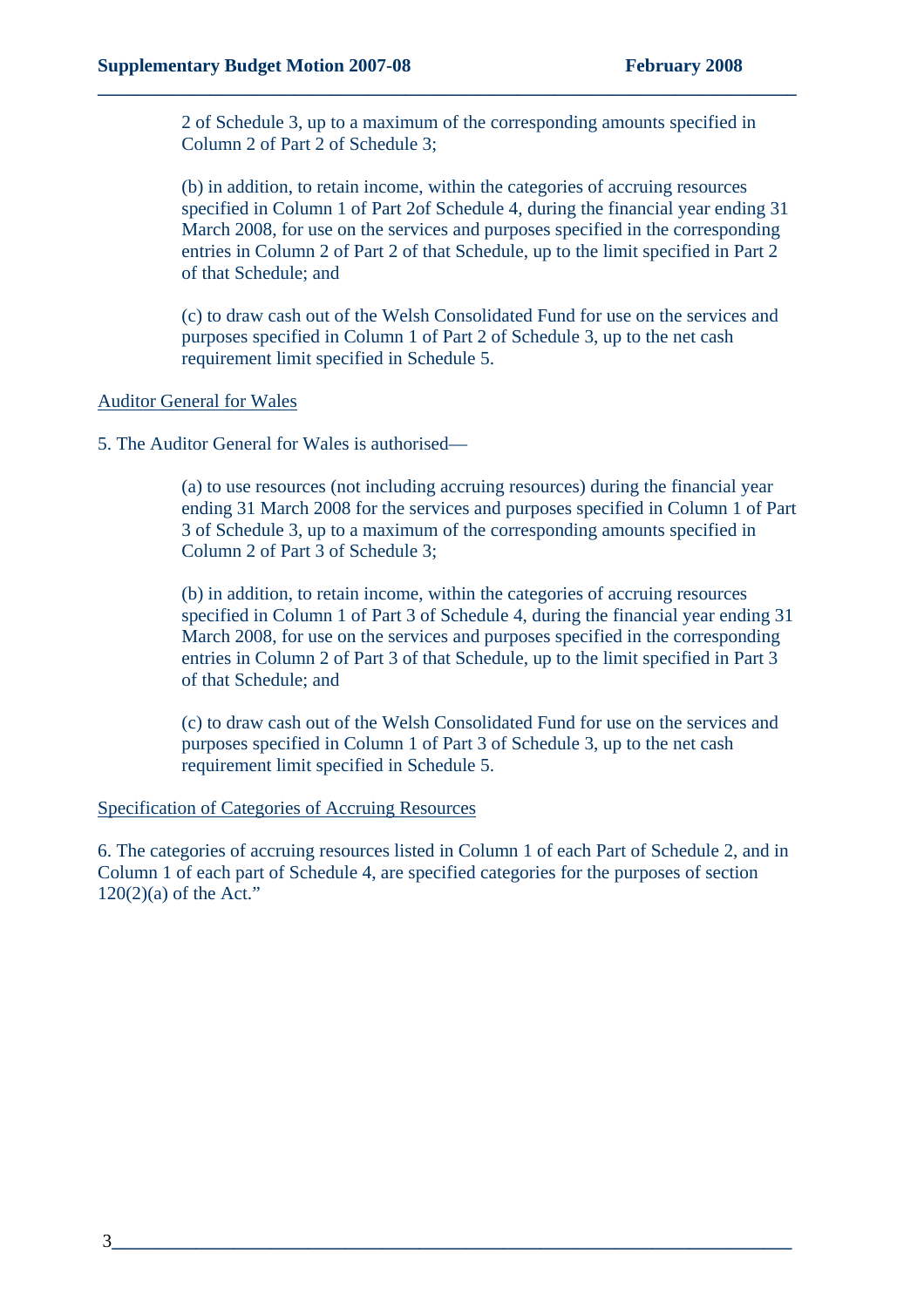2 of Schedule 3, up to a maximum of the corresponding amounts specified in Column 2 of Part 2 of Schedule 3;

(b) in addition, to retain income, within the categories of accruing resources specified in Column 1 of Part 2of Schedule 4, during the financial year ending 31 March 2008, for use on the services and purposes specified in the corresponding entries in Column 2 of Part 2 of that Schedule, up to the limit specified in Part 2 of that Schedule; and

(c) to draw cash out of the Welsh Consolidated Fund for use on the services and purposes specified in Column 1 of Part 2 of Schedule 3, up to the net cash requirement limit specified in Schedule 5.

<u>Auditor General for Wales</u>

5. The Auditor General for Wales is authorised—

(a) to use resources (not including accruing resources) during the financial year ending 31 March 2008 for the services and purposes specified in Column 1 of Part 3 of Schedule 3, up to a maximum of the corresponding amounts specified in Column 2 of Part 3 of Schedule 3;

(b) in addition, to retain income, within the categories of accruing resources specified in Column 1 of Part 3 of Schedule 4, during the financial year ending 31 March 2008, for use on the services and purposes specified in the corresponding entries in Column 2 of Part 3 of that Schedule, up to the limit specified in Part 3 of that Schedule; and

(c) to draw cash out of the Welsh Consolidated Fund for use on the services and purposes specified in Column 1 of Part 3 of Schedule 3, up to the net cash requirement limit specified in Schedule 5.

<u>Specification of Categories of Accruing Resources</u>

6. The categories of accruing resources listed in Column 1 of each Part of Schedule 2, and in Column 1 of each part of Schedule 4, are specified categories for the purposes of section 120(2)(a) of the Act."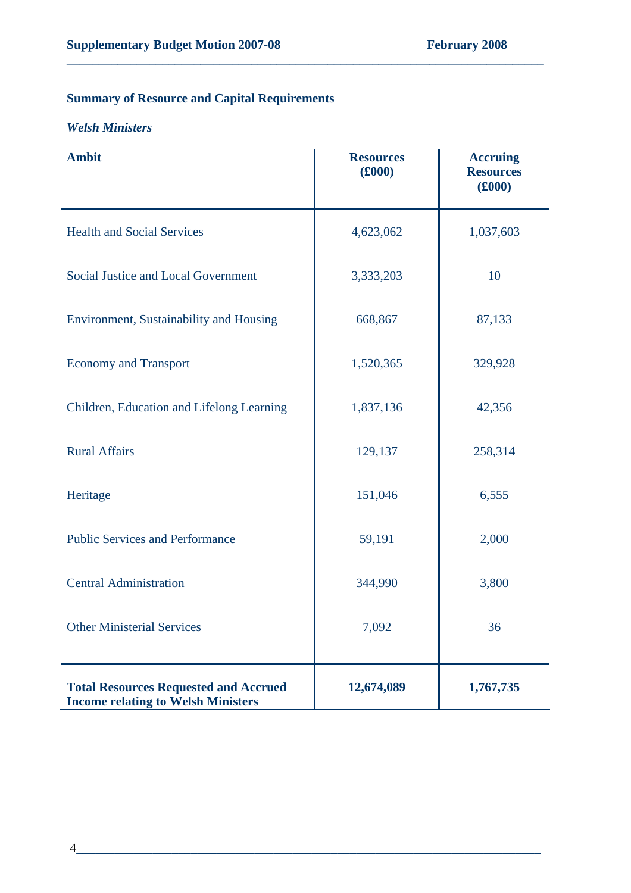## Summary of Resource and Capital Requirements

### *Welsh Ministers*

| Ambit | Resources (£000) | Accruing Resources (£000) |
|---|---|---|
| Health and Social Services | 4,623,062 | 1,037,603 |
| Social Justice and Local Government | 3,333,203 | 10 |
| Environment, Sustainability and Housing | 668,867 | 87,133 |
| Economy and Transport | 1,520,365 | 329,928 |
| Children, Education and Lifelong Learning | 1,837,136 | 42,356 |
| Rural Affairs | 129,137 | 258,314 |
| Heritage | 151,046 | 6,555 |
| Public Services and Performance | 59,191 | 2,000 |
| Central Administration | 344,990 | 3,800 |
| Other Ministerial Services | 7,092 | 36 |
| **Total Resources Requested and Accrued Income relating to Welsh Ministers** | **12,674,089** | **1,767,735** |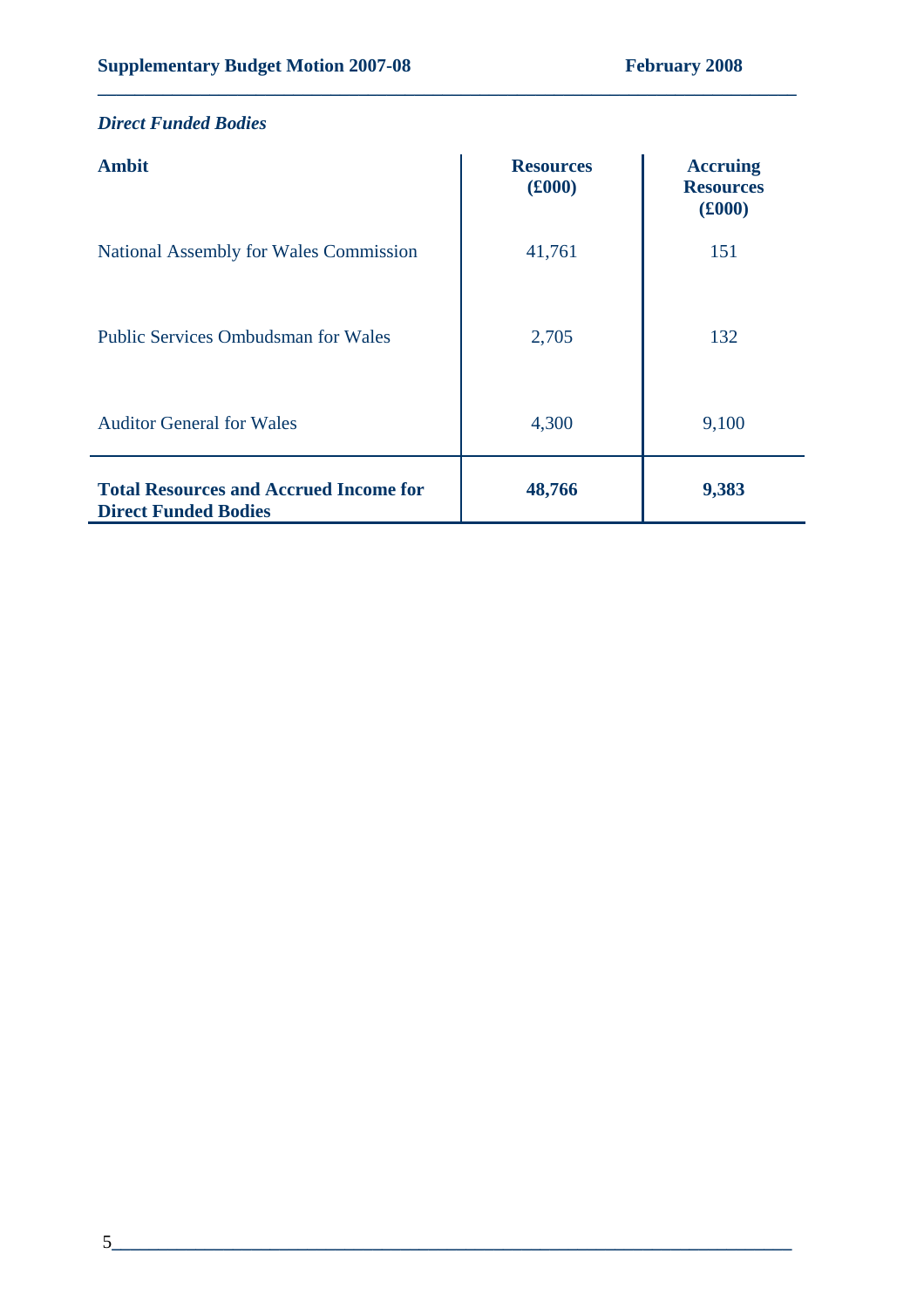*Direct Funded Bodies*

| Ambit | Resources (£000) | Accruing Resources (£000) |
|---|---|---|
| National Assembly for Wales Commission | 41,761 | 151 |
| Public Services Ombudsman for Wales | 2,705 | 132 |
| Auditor General for Wales | 4,300 | 9,100 |
| **Total Resources and Accrued Income for Direct Funded Bodies** | **48,766** | **9,383** |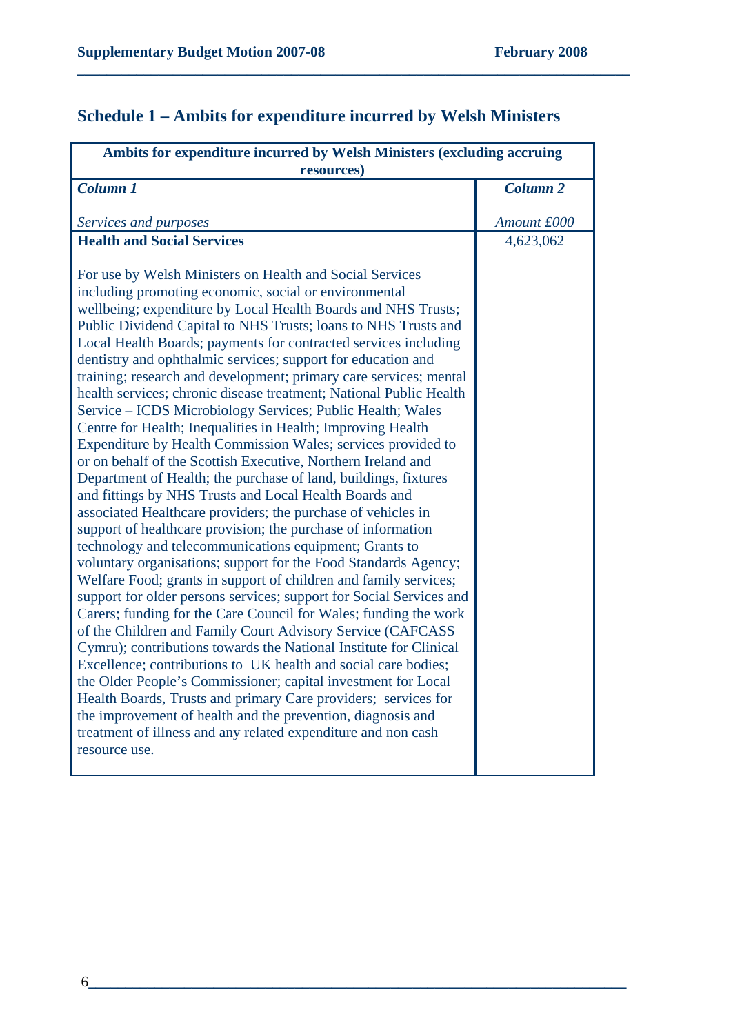## Schedule 1 – Ambits for expenditure incurred by Welsh Ministers

| **Ambits for expenditure incurred by Welsh Ministers (excluding accruing resources)** | |
|---|---|
| ***Column 1*** <br><br> *Services and purposes* | ***Column 2*** <br><br> *Amount £000* |
| **Health and Social Services** <br><br> For use by Welsh Ministers on Health and Social Services including promoting economic, social or environmental wellbeing; expenditure by Local Health Boards and NHS Trusts; Public Dividend Capital to NHS Trusts; loans to NHS Trusts and Local Health Boards; payments for contracted services including dentistry and ophthalmic services; support for education and training; research and development; primary care services; mental health services; chronic disease treatment; National Public Health Service – ICDS Microbiology Services; Public Health; Wales Centre for Health; Inequalities in Health; Improving Health Expenditure by Health Commission Wales; services provided to or on behalf of the Scottish Executive, Northern Ireland and Department of Health; the purchase of land, buildings, fixtures and fittings by NHS Trusts and Local Health Boards and associated Healthcare providers; the purchase of vehicles in support of healthcare provision; the purchase of information technology and telecommunications equipment; Grants to voluntary organisations; support for the Food Standards Agency; Welfare Food; grants in support of children and family services; support for older persons services; support for Social Services and Carers; funding for the Care Council for Wales; funding the work of the Children and Family Court Advisory Service (CAFCASS Cymru); contributions towards the National Institute for Clinical Excellence; contributions to UK health and social care bodies; the Older People's Commissioner; capital investment for Local Health Boards, Trusts and primary Care providers; services for the improvement of health and the prevention, diagnosis and treatment of illness and any related expenditure and non cash resource use. | 4,623,062 |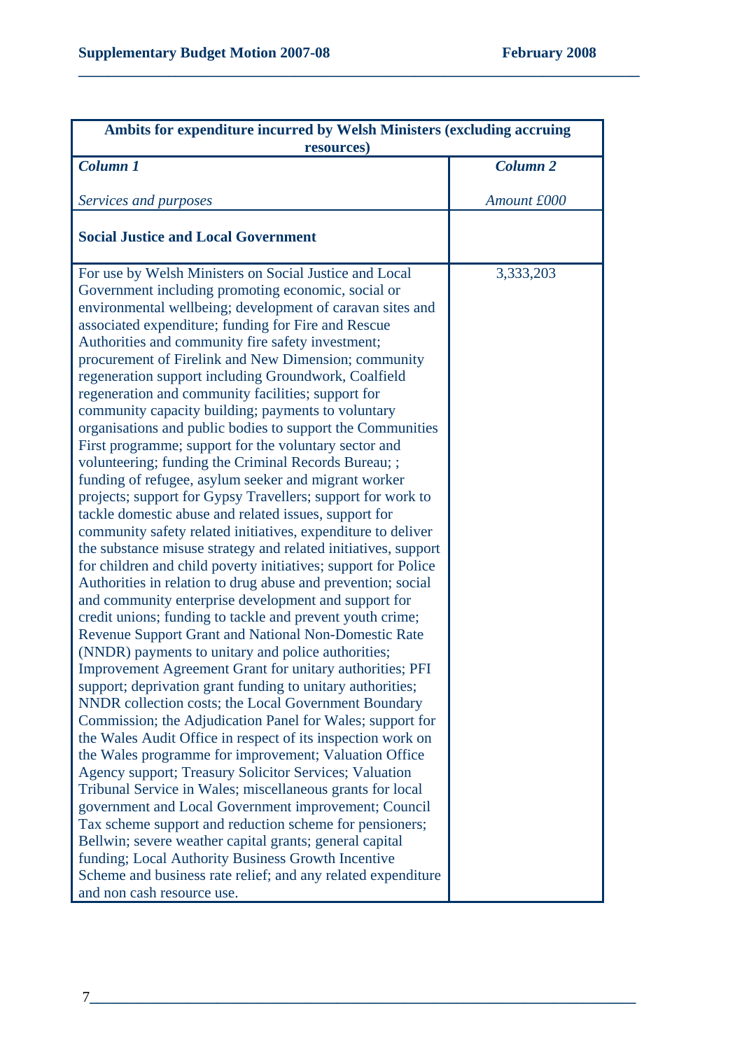| Ambits for expenditure incurred by Welsh Ministers (excluding accruing resources) | |
|---|---|
| ***Column 1*** <br><br> *Services and purposes* | ***Column 2*** <br><br> *Amount £000* |
| **Social Justice and Local Government** | |
| For use by Welsh Ministers on Social Justice and Local Government including promoting economic, social or environmental wellbeing; development of caravan sites and associated expenditure; funding for Fire and Rescue Authorities and community fire safety investment; procurement of Firelink and New Dimension; community regeneration support including Groundwork, Coalfield regeneration and community facilities; support for community capacity building; payments to voluntary organisations and public bodies to support the Communities First programme; support for the voluntary sector and volunteering; funding the Criminal Records Bureau; ; funding of refugee, asylum seeker and migrant worker projects; support for Gypsy Travellers; support for work to tackle domestic abuse and related issues, support for community safety related initiatives, expenditure to deliver the substance misuse strategy and related initiatives, support for children and child poverty initiatives; support for Police Authorities in relation to drug abuse and prevention; social and community enterprise development and support for credit unions; funding to tackle and prevent youth crime; Revenue Support Grant and National Non-Domestic Rate (NNDR) payments to unitary and police authorities; Improvement Agreement Grant for unitary authorities; PFI support; deprivation grant funding to unitary authorities; NNDR collection costs; the Local Government Boundary Commission; the Adjudication Panel for Wales; support for the Wales Audit Office in respect of its inspection work on the Wales programme for improvement; Valuation Office Agency support; Treasury Solicitor Services; Valuation Tribunal Service in Wales; miscellaneous grants for local government and Local Government improvement; Council Tax scheme support and reduction scheme for pensioners; Bellwin; severe weather capital grants; general capital funding; Local Authority Business Growth Incentive Scheme and business rate relief; and any related expenditure and non cash resource use. | 3,333,203 |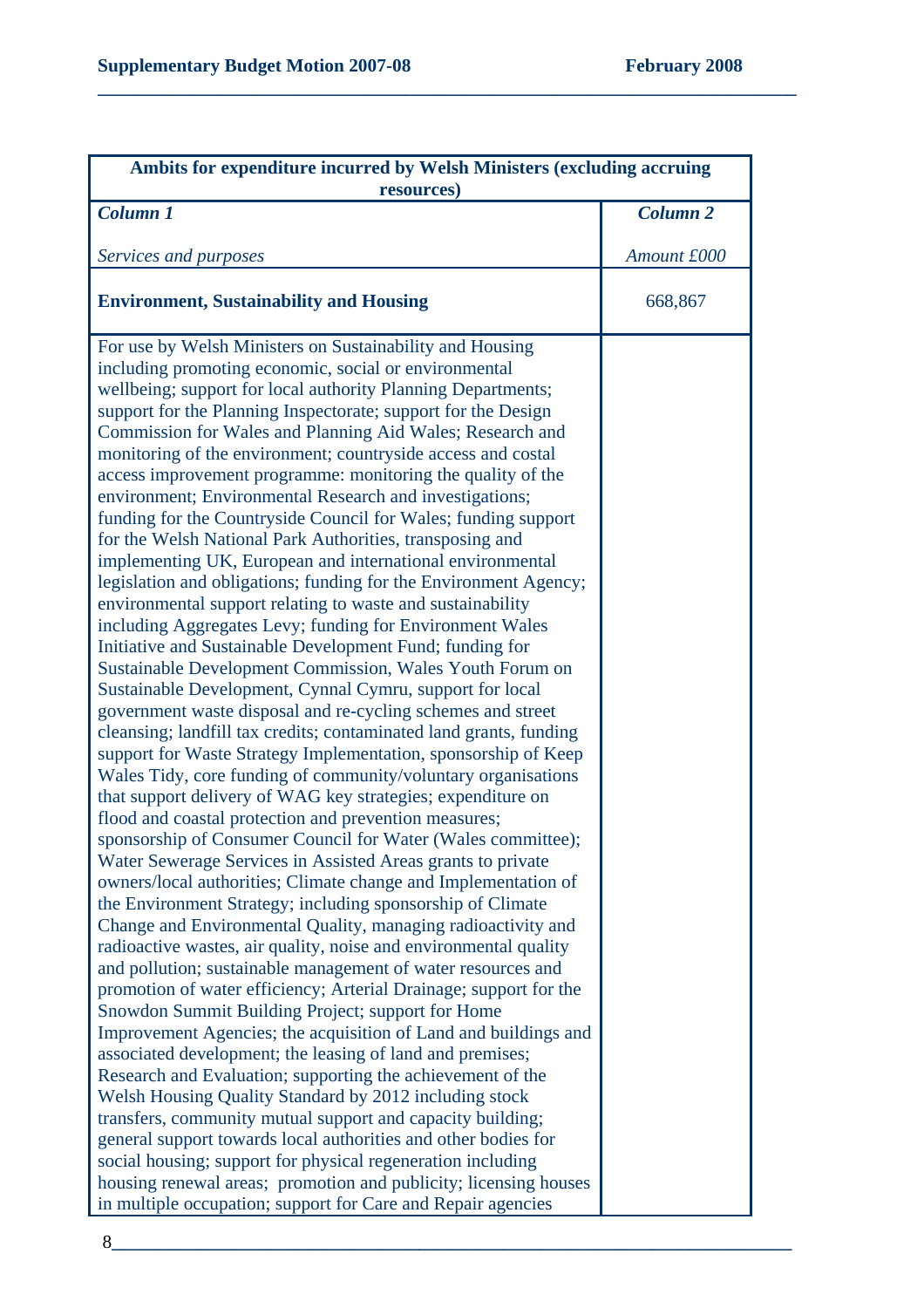| **Ambits for expenditure incurred by Welsh Ministers (excluding accruing resources)** | |
|---|---|
| ***Column 1*** <br><br> *Services and purposes* | ***Column 2*** <br><br> *Amount £000* |
| **Environment, Sustainability and Housing** | 668,867 |
| For use by Welsh Ministers on Sustainability and Housing including promoting economic, social or environmental wellbeing; support for local authority Planning Departments; support for the Planning Inspectorate; support for the Design Commission for Wales and Planning Aid Wales; Research and monitoring of the environment; countryside access and costal access improvement programme: monitoring the quality of the environment; Environmental Research and investigations; funding for the Countryside Council for Wales; funding support for the Welsh National Park Authorities, transposing and implementing UK, European and international environmental legislation and obligations; funding for the Environment Agency; environmental support relating to waste and sustainability including Aggregates Levy; funding for Environment Wales Initiative and Sustainable Development Fund; funding for Sustainable Development Commission, Wales Youth Forum on Sustainable Development, Cynnal Cymru, support for local government waste disposal and re-cycling schemes and street cleansing; landfill tax credits; contaminated land grants, funding support for Waste Strategy Implementation, sponsorship of Keep Wales Tidy, core funding of community/voluntary organisations that support delivery of WAG key strategies; expenditure on flood and coastal protection and prevention measures; sponsorship of Consumer Council for Water (Wales committee); Water Sewerage Services in Assisted Areas grants to private owners/local authorities; Climate change and Implementation of the Environment Strategy; including sponsorship of Climate Change and Environmental Quality, managing radioactivity and radioactive wastes, air quality, noise and environmental quality and pollution; sustainable management of water resources and promotion of water efficiency; Arterial Drainage; support for the Snowdon Summit Building Project; support for Home Improvement Agencies; the acquisition of Land and buildings and associated development; the leasing of land and premises; Research and Evaluation; supporting the achievement of the Welsh Housing Quality Standard by 2012 including stock transfers, community mutual support and capacity building; general support towards local authorities and other bodies for social housing; support for physical regeneration including housing renewal areas; promotion and publicity; licensing houses in multiple occupation; support for Care and Repair agencies | |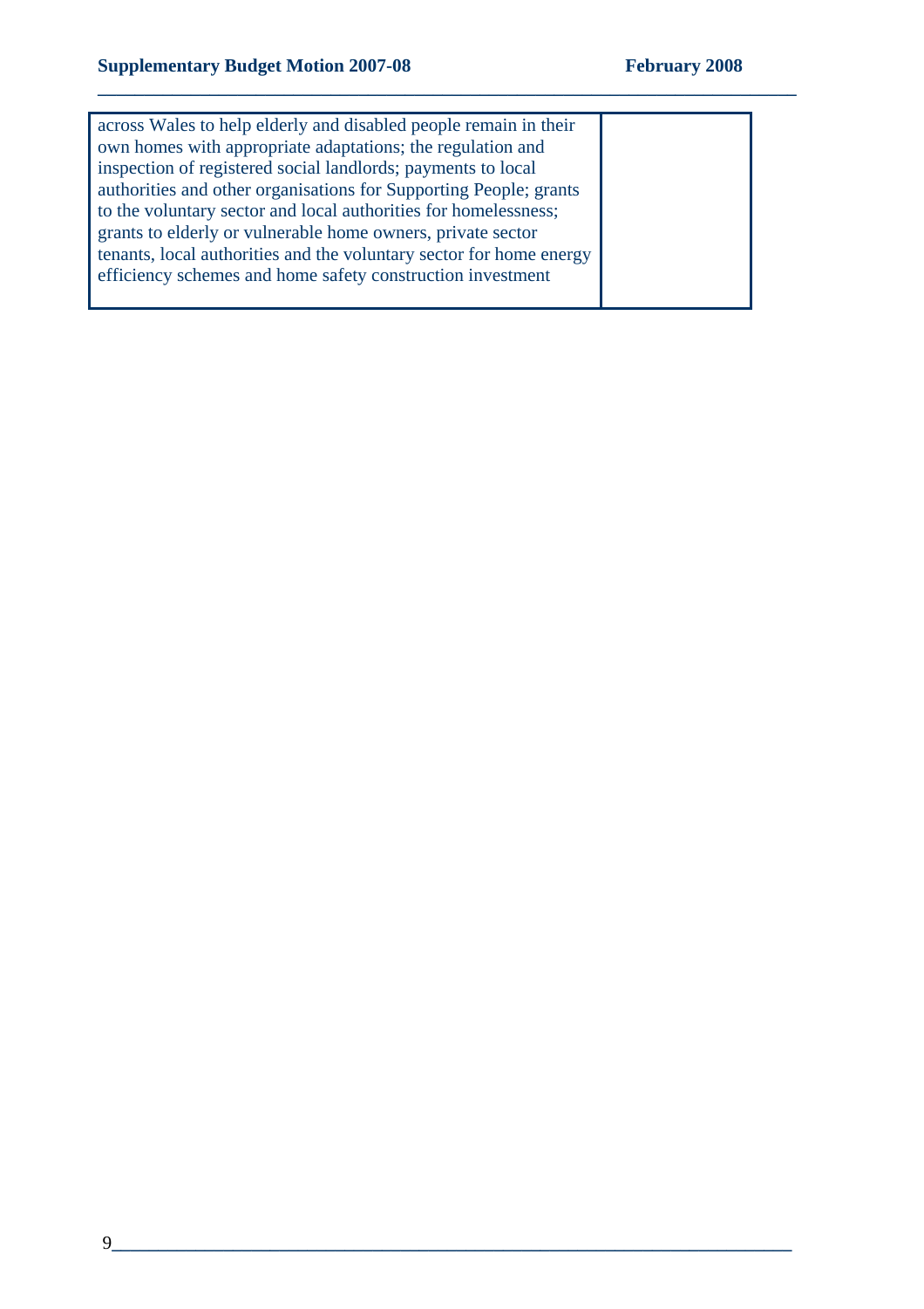| | |
|---|---|
| across Wales to help elderly and disabled people remain in their own homes with appropriate adaptations; the regulation and inspection of registered social landlords; payments to local authorities and other organisations for Supporting People; grants to the voluntary sector and local authorities for homelessness; grants to elderly or vulnerable home owners, private sector tenants, local authorities and the voluntary sector for home energy efficiency schemes and home safety construction investment | |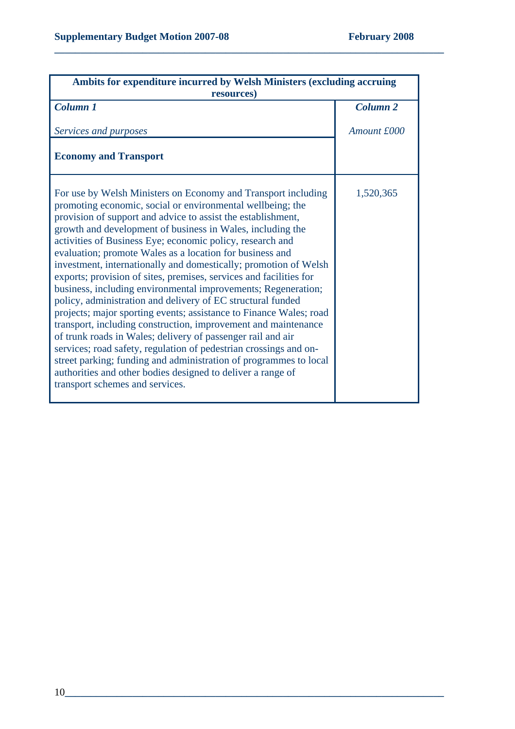| Ambits for expenditure incurred by Welsh Ministers (excluding accruing resources) | |
|---|---|
| ***Column 1*** <br><br> *Services and purposes* | ***Column 2*** <br><br> *Amount £000* |
| **Economy and Transport** | |
| For use by Welsh Ministers on Economy and Transport including promoting economic, social or environmental wellbeing; the provision of support and advice to assist the establishment, growth and development of business in Wales, including the activities of Business Eye; economic policy, research and evaluation; promote Wales as a location for business and investment, internationally and domestically; promotion of Welsh exports; provision of sites, premises, services and facilities for business, including environmental improvements; Regeneration; policy, administration and delivery of EC structural funded projects; major sporting events; assistance to Finance Wales; road transport, including construction, improvement and maintenance of trunk roads in Wales; delivery of passenger rail and air services; road safety, regulation of pedestrian crossings and on-street parking; funding and administration of programmes to local authorities and other bodies designed to deliver a range of transport schemes and services. | 1,520,365 |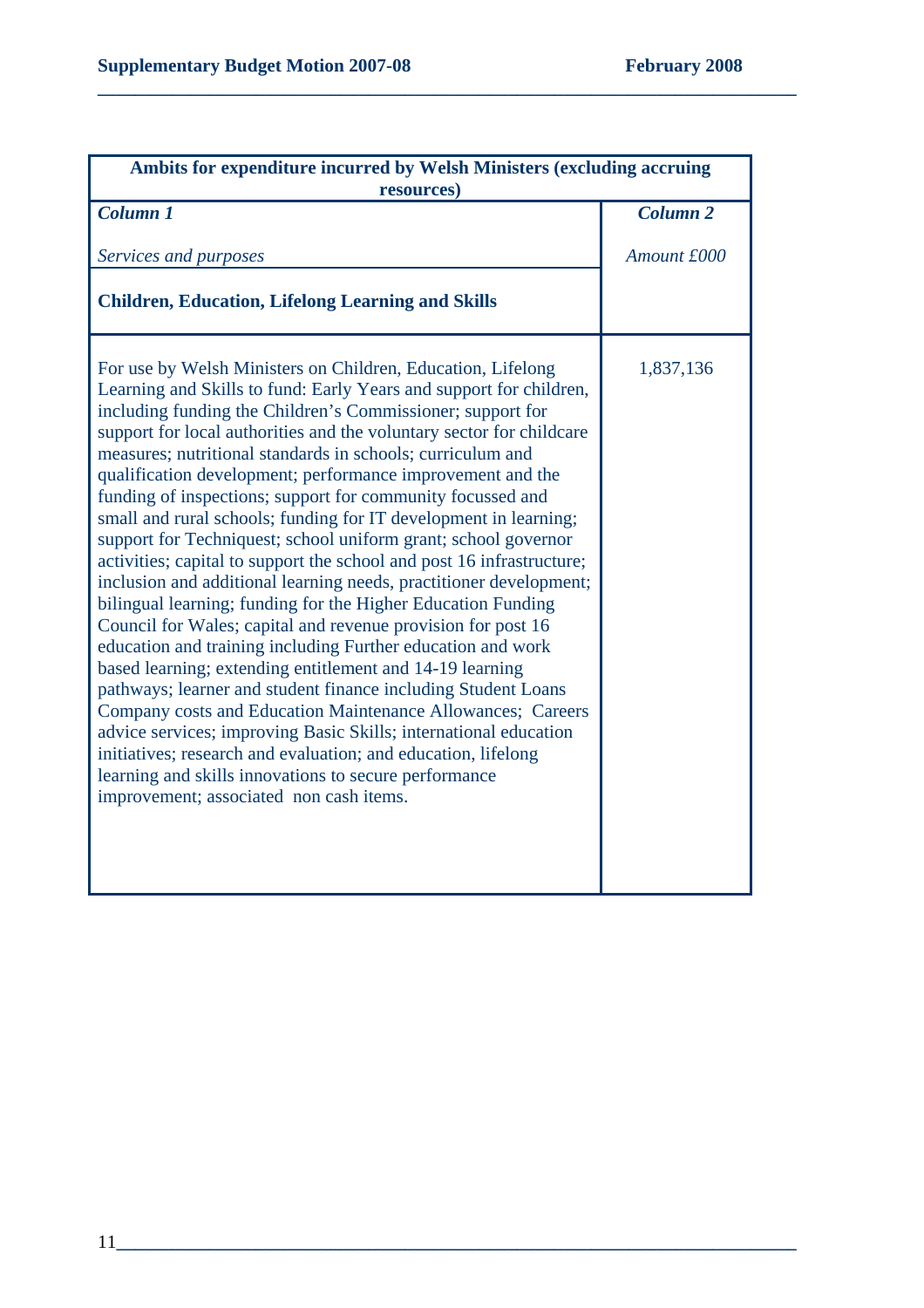| Ambits for expenditure incurred by Welsh Ministers (excluding accruing resources) | |
|---|---|
| ***Column 1*** | ***Column 2*** |
| *Services and purposes* | *Amount £000* |
| **Children, Education, Lifelong Learning and Skills** | |
| For use by Welsh Ministers on Children, Education, Lifelong Learning and Skills to fund: Early Years and support for children, including funding the Children's Commissioner; support for support for local authorities and the voluntary sector for childcare measures; nutritional standards in schools; curriculum and qualification development; performance improvement and the funding of inspections; support for community focussed and small and rural schools; funding for IT development in learning; support for Techniquest; school uniform grant; school governor activities; capital to support the school and post 16 infrastructure; inclusion and additional learning needs, practitioner development; bilingual learning; funding for the Higher Education Funding Council for Wales; capital and revenue provision for post 16 education and training including Further education and work based learning; extending entitlement and 14-19 learning pathways; learner and student finance including Student Loans Company costs and Education Maintenance Allowances; Careers advice services; improving Basic Skills; international education initiatives; research and evaluation; and education, lifelong learning and skills innovations to secure performance improvement; associated non cash items. | 1,837,136 |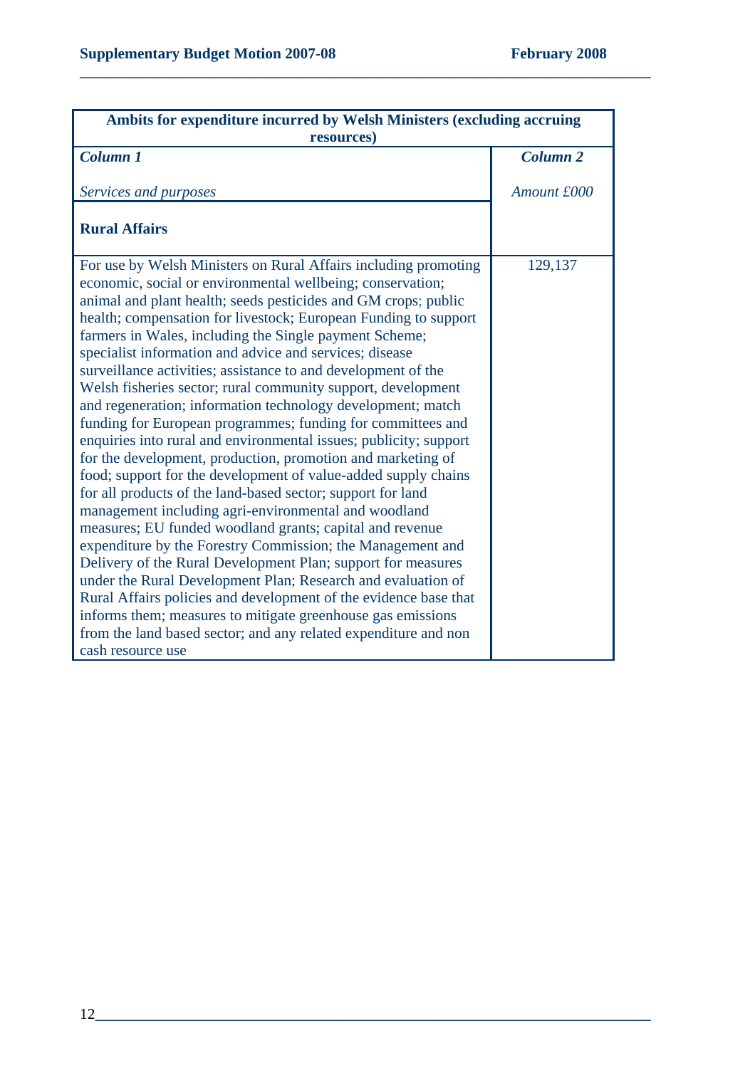| Ambits for expenditure incurred by Welsh Ministers (excluding accruing resources) | |
|---|---|
| ***Column 1*** | ***Column 2*** |
| *Services and purposes* | *Amount £000* |
| **Rural Affairs** | |
| For use by Welsh Ministers on Rural Affairs including promoting economic, social or environmental wellbeing; conservation; animal and plant health; seeds pesticides and GM crops; public health; compensation for livestock; European Funding to support farmers in Wales, including the Single payment Scheme; specialist information and advice and services; disease surveillance activities; assistance to and development of the Welsh fisheries sector; rural community support, development and regeneration; information technology development; match funding for European programmes; funding for committees and enquiries into rural and environmental issues; publicity; support for the development, production, promotion and marketing of food; support for the development of value-added supply chains for all products of the land-based sector; support for land management including agri-environmental and woodland measures; EU funded woodland grants; capital and revenue expenditure by the Forestry Commission; the Management and Delivery of the Rural Development Plan; support for measures under the Rural Development Plan; Research and evaluation of Rural Affairs policies and development of the evidence base that informs them; measures to mitigate greenhouse gas emissions from the land based sector; and any related expenditure and non cash resource use | 129,137 |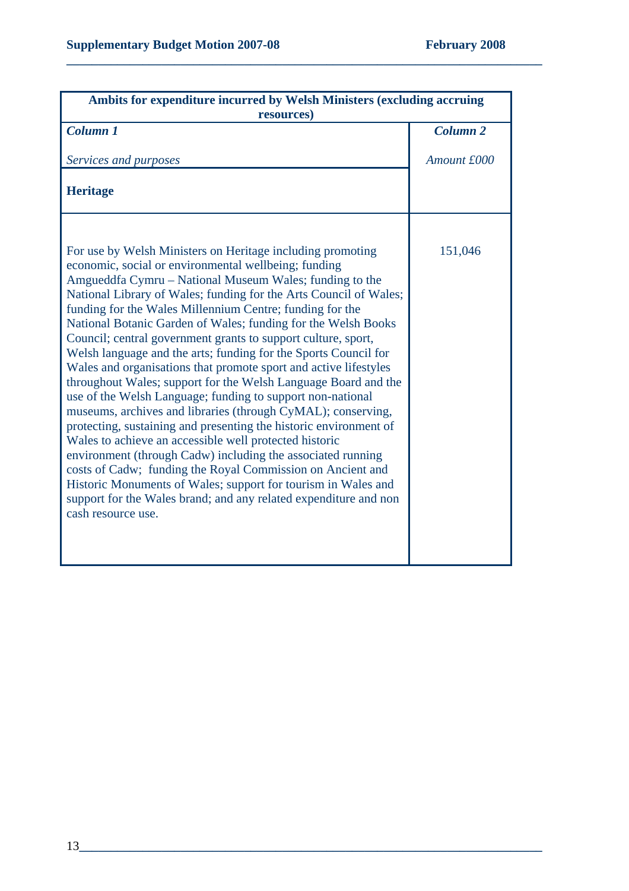| Ambits for expenditure incurred by Welsh Ministers (excluding accruing resources) | |
|---|---|
| ***Column 1*** <br><br> *Services and purposes* | ***Column 2*** <br><br> *Amount £000* |
| **Heritage** | |
| For use by Welsh Ministers on Heritage including promoting economic, social or environmental wellbeing; funding Amgueddfa Cymru – National Museum Wales; funding to the National Library of Wales; funding for the Arts Council of Wales; funding for the Wales Millennium Centre; funding for the National Botanic Garden of Wales; funding for the Welsh Books Council; central government grants to support culture, sport, Welsh language and the arts; funding for the Sports Council for Wales and organisations that promote sport and active lifestyles throughout Wales; support for the Welsh Language Board and the use of the Welsh Language; funding to support non-national museums, archives and libraries (through CyMAL); conserving, protecting, sustaining and presenting the historic environment of Wales to achieve an accessible well protected historic environment (through Cadw) including the associated running costs of Cadw; funding the Royal Commission on Ancient and Historic Monuments of Wales; support for tourism in Wales and support for the Wales brand; and any related expenditure and non cash resource use. | 151,046 |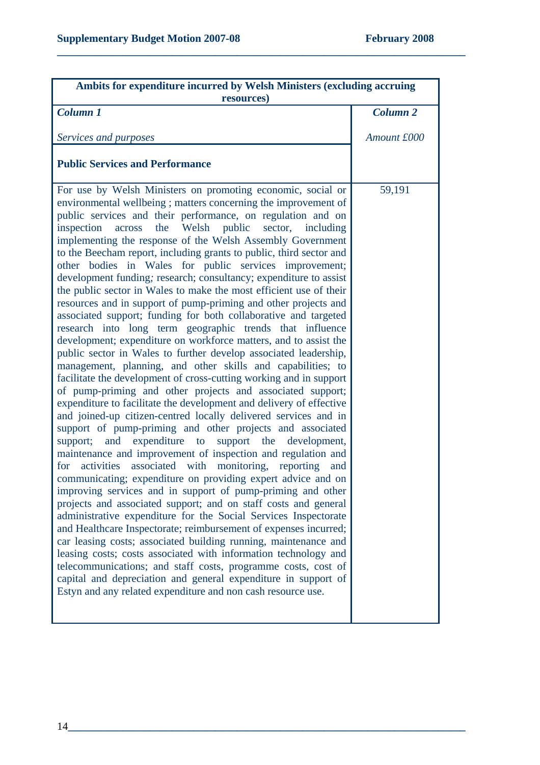| Ambits for expenditure incurred by Welsh Ministers (excluding accruing resources) | |
|---|---|
| ***Column 1*** | ***Column 2*** |
| *Services and purposes* | *Amount £000* |
| **Public Services and Performance** | |
| For use by Welsh Ministers on promoting economic, social or environmental wellbeing ; matters concerning the improvement of public services and their performance, on regulation and on inspection across the Welsh public sector, including implementing the response of the Welsh Assembly Government to the Beecham report, including grants to public, third sector and other bodies in Wales for public services improvement; development funding; research; consultancy; expenditure to assist the public sector in Wales to make the most efficient use of their resources and in support of pump-priming and other projects and associated support; funding for both collaborative and targeted research into long term geographic trends that influence development; expenditure on workforce matters, and to assist the public sector in Wales to further develop associated leadership, management, planning, and other skills and capabilities; to facilitate the development of cross-cutting working and in support of pump-priming and other projects and associated support; expenditure to facilitate the development and delivery of effective and joined-up citizen-centred locally delivered services and in support of pump-priming and other projects and associated support; and expenditure to support the development, maintenance and improvement of inspection and regulation and for activities associated with monitoring, reporting and communicating; expenditure on providing expert advice and on improving services and in support of pump-priming and other projects and associated support; and on staff costs and general administrative expenditure for the Social Services Inspectorate and Healthcare Inspectorate; reimbursement of expenses incurred; car leasing costs; associated building running, maintenance and leasing costs; costs associated with information technology and telecommunications; and staff costs, programme costs, cost of capital and depreciation and general expenditure in support of Estyn and any related expenditure and non cash resource use. | 59,191 |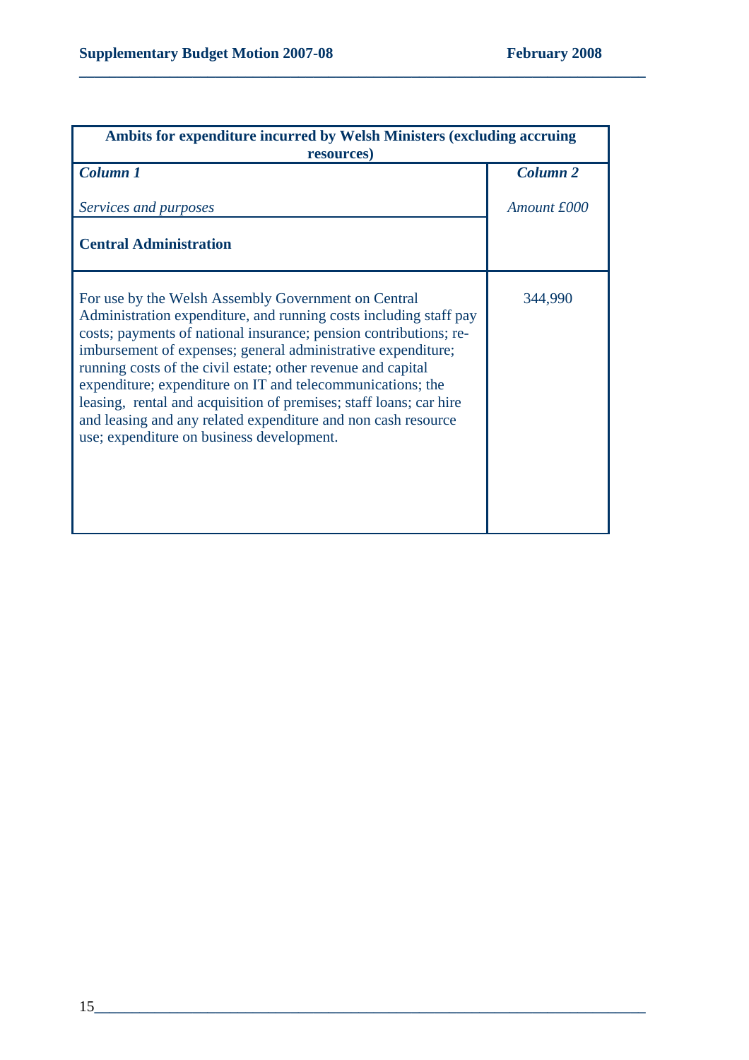| Ambits for expenditure incurred by Welsh Ministers (excluding accruing resources) | |
|---|---|
| ***Column 1*** | ***Column 2*** |
| *Services and purposes* | *Amount £000* |
| **Central Administration** | |
| For use by the Welsh Assembly Government on Central Administration expenditure, and running costs including staff pay costs; payments of national insurance; pension contributions; re-imbursement of expenses; general administrative expenditure; running costs of the civil estate; other revenue and capital expenditure; expenditure on IT and telecommunications; the leasing, rental and acquisition of premises; staff loans; car hire and leasing and any related expenditure and non cash resource use; expenditure on business development. | 344,990 |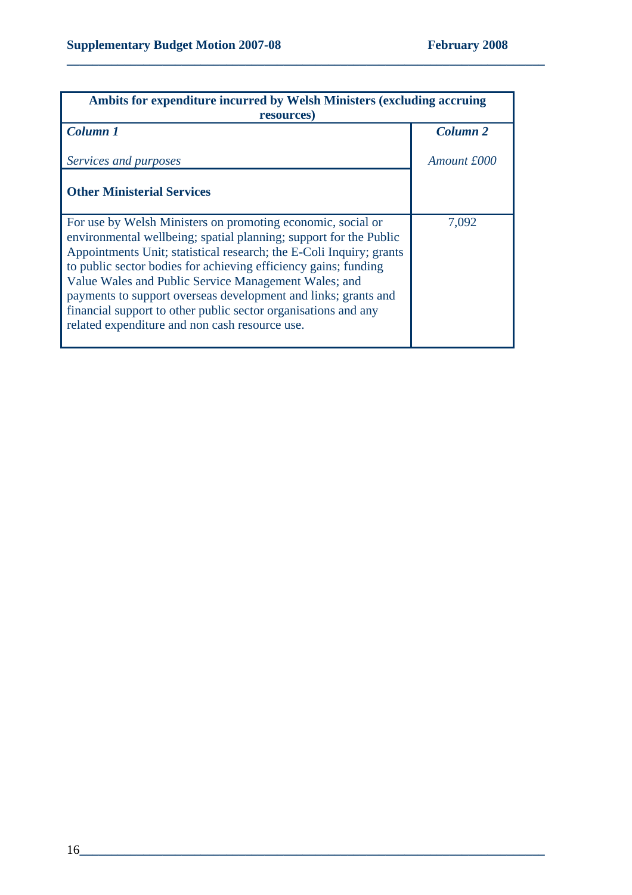| **Ambits for expenditure incurred by Welsh Ministers (excluding accruing resources)** | |
|---|---|
| ***Column 1*** <br><br> *Services and purposes* | ***Column 2*** <br><br> *Amount £000* |
| **Other Ministerial Services** | |
| For use by Welsh Ministers on promoting economic, social or environmental wellbeing; spatial planning; support for the Public Appointments Unit; statistical research; the E-Coli Inquiry; grants to public sector bodies for achieving efficiency gains; funding Value Wales and Public Service Management Wales; and payments to support overseas development and links; grants and financial support to other public sector organisations and any related expenditure and non cash resource use. | 7,092 |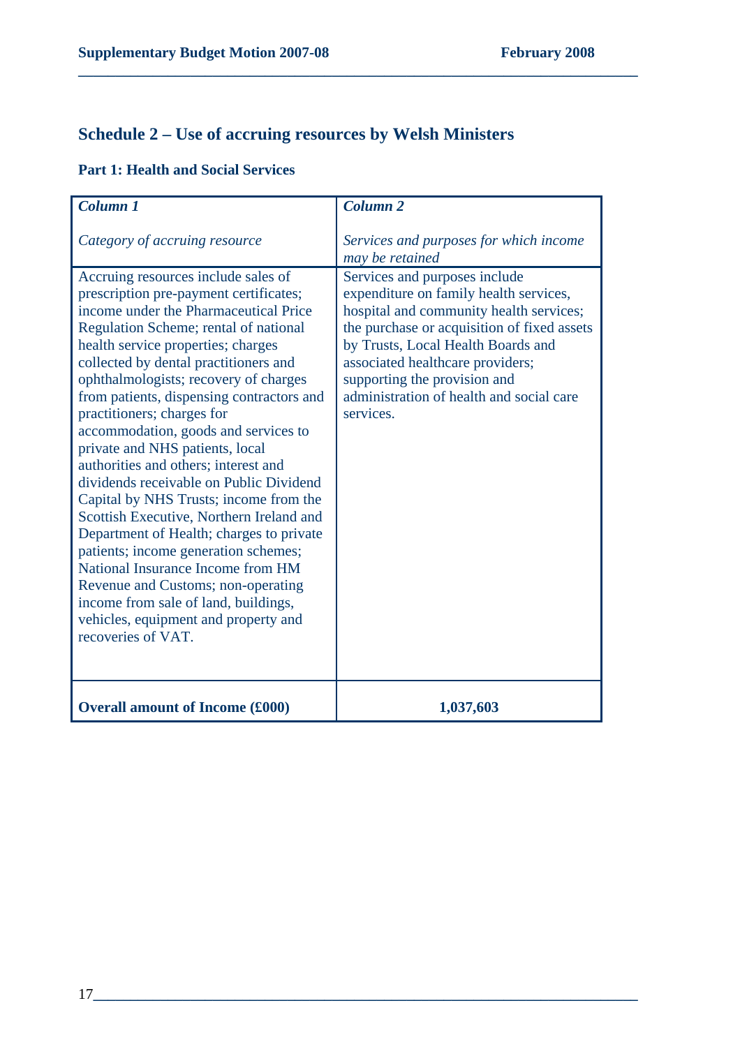## Schedule 2 – Use of accruing resources by Welsh Ministers

### Part 1: Health and Social Services

| ***Column 1***<br><br>*Category of accruing resource* | ***Column 2***<br><br>*Services and purposes for which income may be retained* |
|---|---|
| Accruing resources include sales of prescription pre-payment certificates; income under the Pharmaceutical Price Regulation Scheme; rental of national health service properties; charges collected by dental practitioners and ophthalmologists; recovery of charges from patients, dispensing contractors and practitioners; charges for accommodation, goods and services to private and NHS patients, local authorities and others; interest and dividends receivable on Public Dividend Capital by NHS Trusts; income from the Scottish Executive, Northern Ireland and Department of Health; charges to private patients; income generation schemes; National Insurance Income from HM Revenue and Customs; non-operating income from sale of land, buildings, vehicles, equipment and property and recoveries of VAT. | Services and purposes include expenditure on family health services, hospital and community health services; the purchase or acquisition of fixed assets by Trusts, Local Health Boards and associated healthcare providers; supporting the provision and administration of health and social care services. |
| **Overall amount of Income (£000)** | **1,037,603** |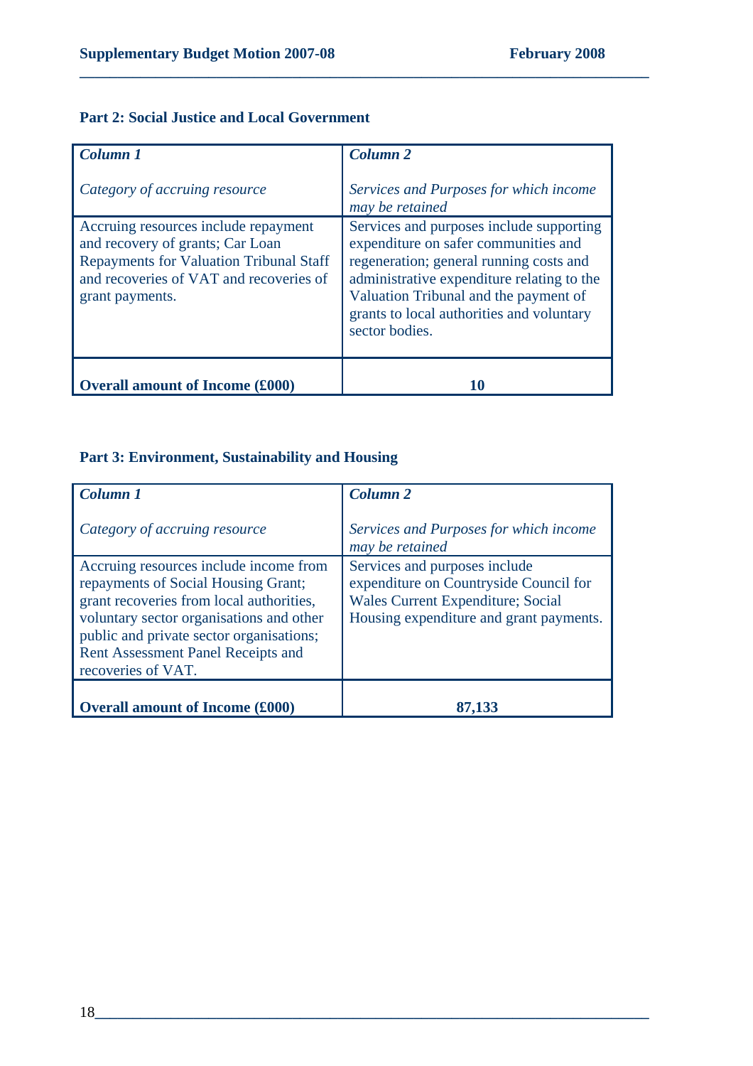### Part 2: Social Justice and Local Government

| *Column 1*<br><br>*Category of accruing resource* | *Column 2*<br><br>*Services and Purposes for which income may be retained* |
|---|---|
| Accruing resources include repayment and recovery of grants; Car Loan Repayments for Valuation Tribunal Staff and recoveries of VAT and recoveries of grant payments. | Services and purposes include supporting expenditure on safer communities and regeneration; general running costs and administrative expenditure relating to the Valuation Tribunal and the payment of grants to local authorities and voluntary sector bodies. |
| **Overall amount of Income (£000)** | **10** |

### Part 3: Environment, Sustainability and Housing

| *Column 1*<br><br>*Category of accruing resource* | *Column 2*<br><br>*Services and Purposes for which income may be retained* |
|---|---|
| Accruing resources include income from repayments of Social Housing Grant; grant recoveries from local authorities, voluntary sector organisations and other public and private sector organisations; Rent Assessment Panel Receipts and recoveries of VAT. | Services and purposes include expenditure on Countryside Council for Wales Current Expenditure; Social Housing expenditure and grant payments. |
| **Overall amount of Income (£000)** | **87,133** |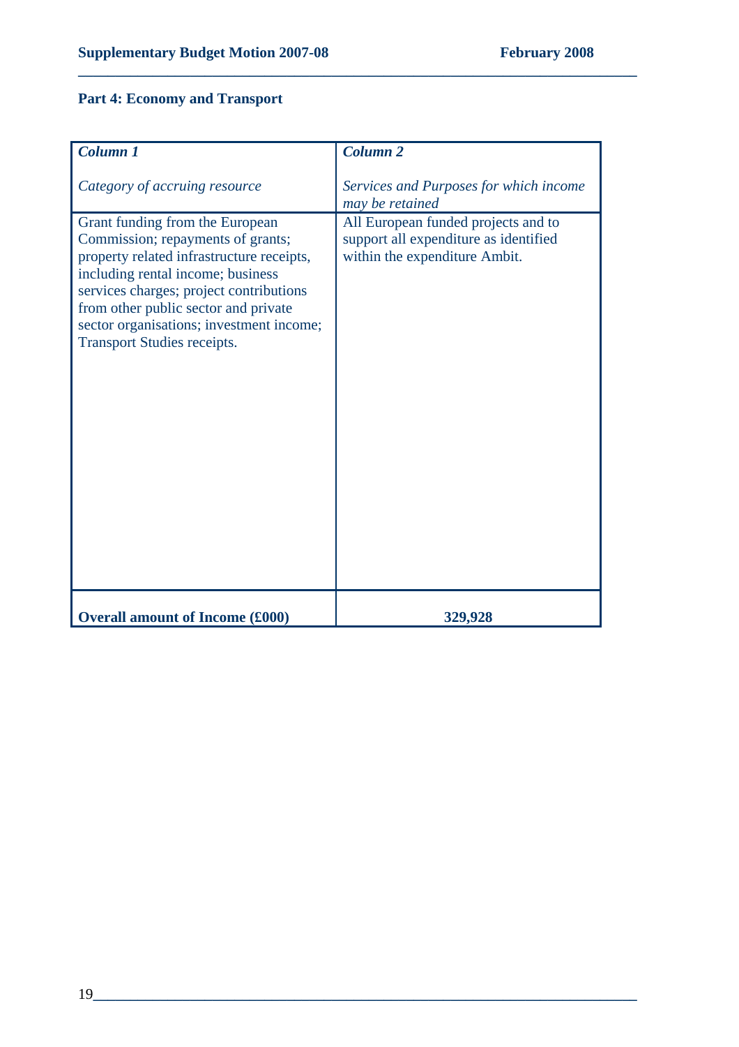## Part 4: Economy and Transport

| *Column 1*<br><br>*Category of accruing resource* | *Column 2*<br><br>*Services and Purposes for which income may be retained* |
|---|---|
| Grant funding from the European Commission; repayments of grants; property related infrastructure receipts, including rental income; business services charges; project contributions from other public sector and private sector organisations; investment income; Transport Studies receipts. | All European funded projects and to support all expenditure as identified within the expenditure Ambit. |
| **Overall amount of Income (£000)** | **329,928** |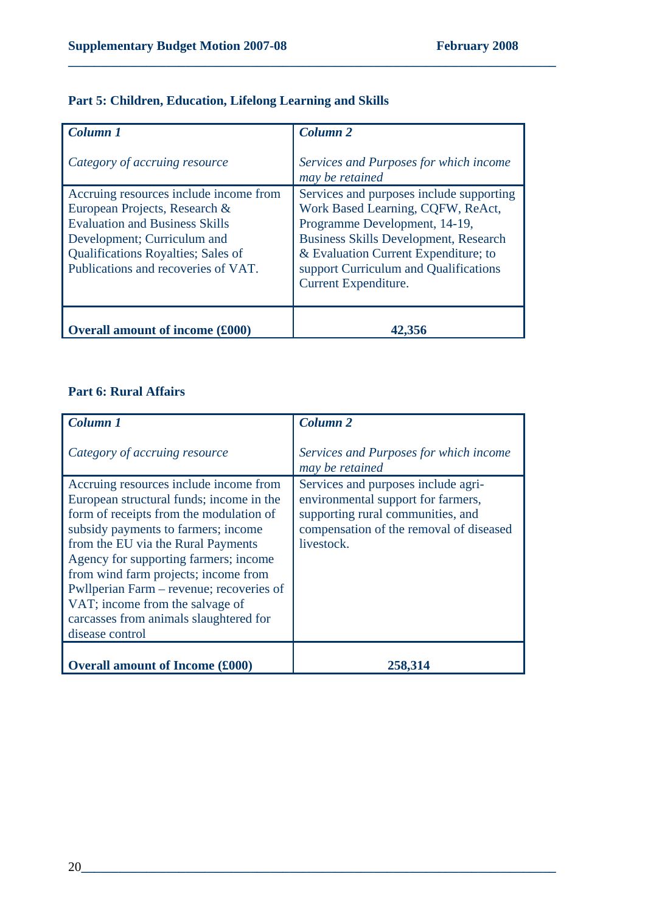### Part 5: Children, Education, Lifelong Learning and Skills

| ***Column 1***<br><br>*Category of accruing resource* | ***Column 2***<br><br>*Services and Purposes for which income may be retained* |
|---|---|
| Accruing resources include income from European Projects, Research & Evaluation and Business Skills Development; Curriculum and Qualifications Royalties; Sales of Publications and recoveries of VAT. | Services and purposes include supporting Work Based Learning, CQFW, ReAct, Programme Development, 14-19, Business Skills Development, Research & Evaluation Current Expenditure; to support Curriculum and Qualifications Current Expenditure. |
| **Overall amount of income (£000)** | **42,356** |

### Part 6: Rural Affairs

| ***Column 1***<br><br>*Category of accruing resource* | ***Column 2***<br><br>*Services and Purposes for which income may be retained* |
|---|---|
| Accruing resources include income from European structural funds; income in the form of receipts from the modulation of subsidy payments to farmers; income from the EU via the Rural Payments Agency for supporting farmers; income from wind farm projects; income from Pwllperian Farm – revenue; recoveries of VAT; income from the salvage of carcasses from animals slaughtered for disease control | Services and purposes include agri-environmental support for farmers, supporting rural communities, and compensation of the removal of diseased livestock. |
| **Overall amount of Income (£000)** | **258,314** |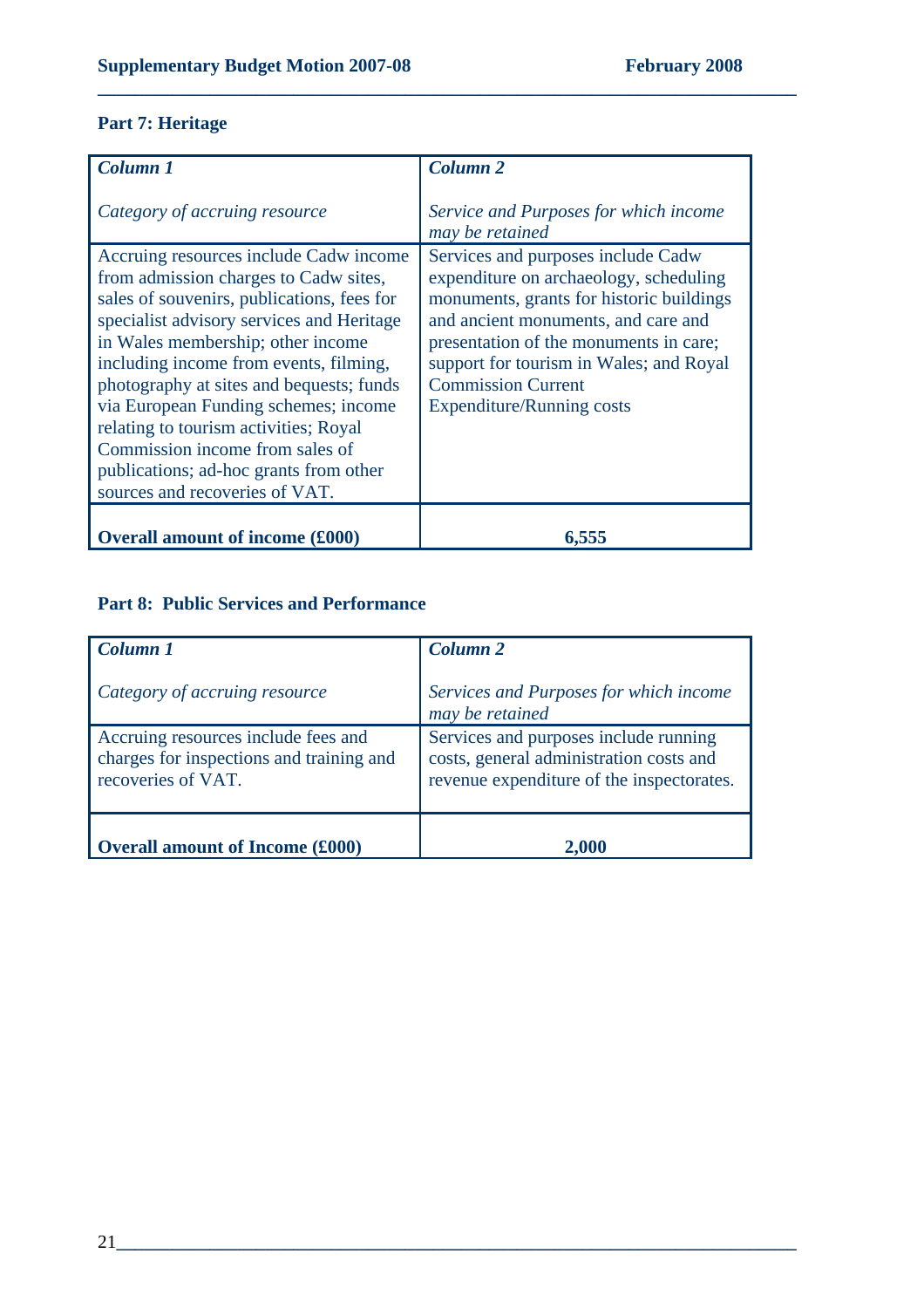### Part 7: Heritage

| *Column 1*<br><br>*Category of accruing resource* | *Column 2*<br><br>*Service and Purposes for which income may be retained* |
|---|---|
| Accruing resources include Cadw income from admission charges to Cadw sites, sales of souvenirs, publications, fees for specialist advisory services and Heritage in Wales membership; other income including income from events, filming, photography at sites and bequests; funds via European Funding schemes; income relating to tourism activities; Royal Commission income from sales of publications; ad-hoc grants from other sources and recoveries of VAT. | Services and purposes include Cadw expenditure on archaeology, scheduling monuments, grants for historic buildings and ancient monuments, and care and presentation of the monuments in care; support for tourism in Wales; and Royal Commission Current Expenditure/Running costs |
| **Overall amount of income (£000)** | **6,555** |

### Part 8: Public Services and Performance

| *Column 1*<br><br>*Category of accruing resource* | *Column 2*<br><br>*Services and Purposes for which income may be retained* |
|---|---|
| Accruing resources include fees and charges for inspections and training and recoveries of VAT. | Services and purposes include running costs, general administration costs and revenue expenditure of the inspectorates. |
| **Overall amount of Income (£000)** | **2,000** |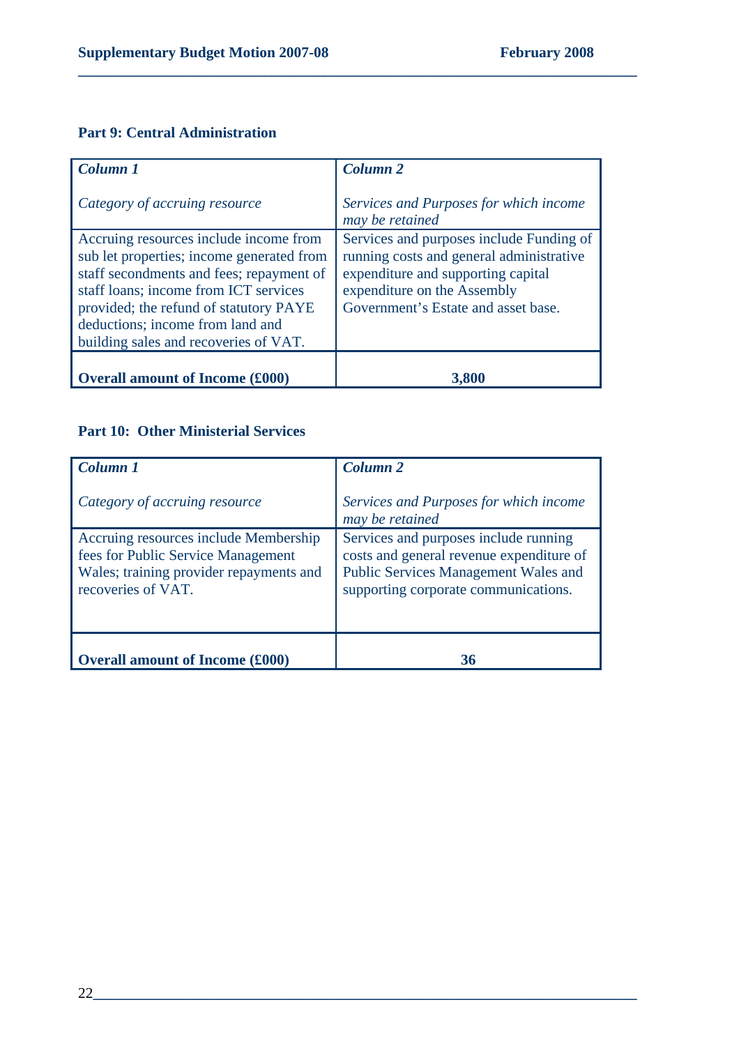## Part 9: Central Administration

| *Column 1*<br><br>*Category of accruing resource* | *Column 2*<br><br>*Services and Purposes for which income may be retained* |
|---|---|
| Accruing resources include income from sub let properties; income generated from staff secondments and fees; repayment of staff loans; income from ICT services provided; the refund of statutory PAYE deductions; income from land and building sales and recoveries of VAT. | Services and purposes include Funding of running costs and general administrative expenditure and supporting capital expenditure on the Assembly Government's Estate and asset base. |
| **Overall amount of Income (£000)** | **3,800** |

## Part 10: Other Ministerial Services

| *Column 1*<br><br>*Category of accruing resource* | *Column 2*<br><br>*Services and Purposes for which income may be retained* |
|---|---|
| Accruing resources include Membership fees for Public Service Management Wales; training provider repayments and recoveries of VAT. | Services and purposes include running costs and general revenue expenditure of Public Services Management Wales and supporting corporate communications. |
| **Overall amount of Income (£000)** | **36** |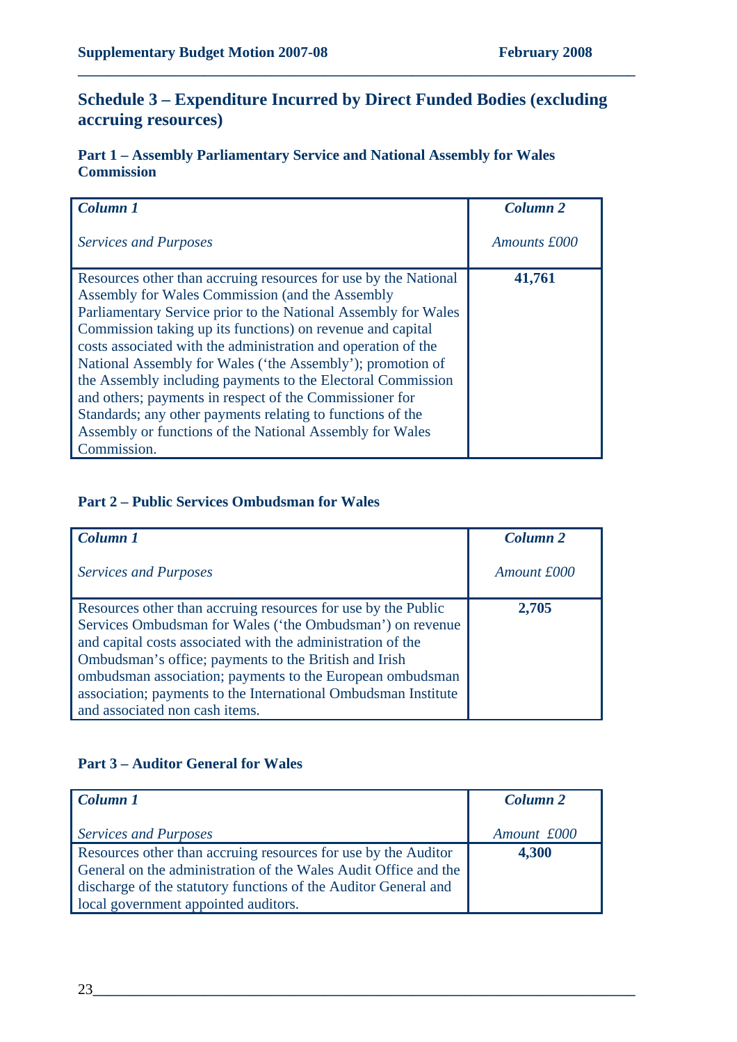## Schedule 3 – Expenditure Incurred by Direct Funded Bodies (excluding accruing resources)

### Part 1 – Assembly Parliamentary Service and National Assembly for Wales Commission

| ***Column 1***<br><br>*Services and Purposes* | ***Column 2***<br><br>*Amounts £000* |
|---|---|
| Resources other than accruing resources for use by the National Assembly for Wales Commission (and the Assembly Parliamentary Service prior to the National Assembly for Wales Commission taking up its functions) on revenue and capital costs associated with the administration and operation of the National Assembly for Wales ('the Assembly'); promotion of the Assembly including payments to the Electoral Commission and others; payments in respect of the Commissioner for Standards; any other payments relating to functions of the Assembly or functions of the National Assembly for Wales Commission. | **41,761** |

### Part 2 – Public Services Ombudsman for Wales

| ***Column 1***<br><br>*Services and Purposes* | ***Column 2***<br><br>*Amount £000* |
|---|---|
| Resources other than accruing resources for use by the Public Services Ombudsman for Wales ('the Ombudsman') on revenue and capital costs associated with the administration of the Ombudsman's office; payments to the British and Irish ombudsman association; payments to the European ombudsman association; payments to the International Ombudsman Institute and associated non cash items. | **2,705** |

### Part 3 – Auditor General for Wales

| ***Column 1***<br><br>*Services and Purposes* | ***Column 2***<br><br>*Amount £000* |
|---|---|
| Resources other than accruing resources for use by the Auditor General on the administration of the Wales Audit Office and the discharge of the statutory functions of the Auditor General and local government appointed auditors. | **4,300** |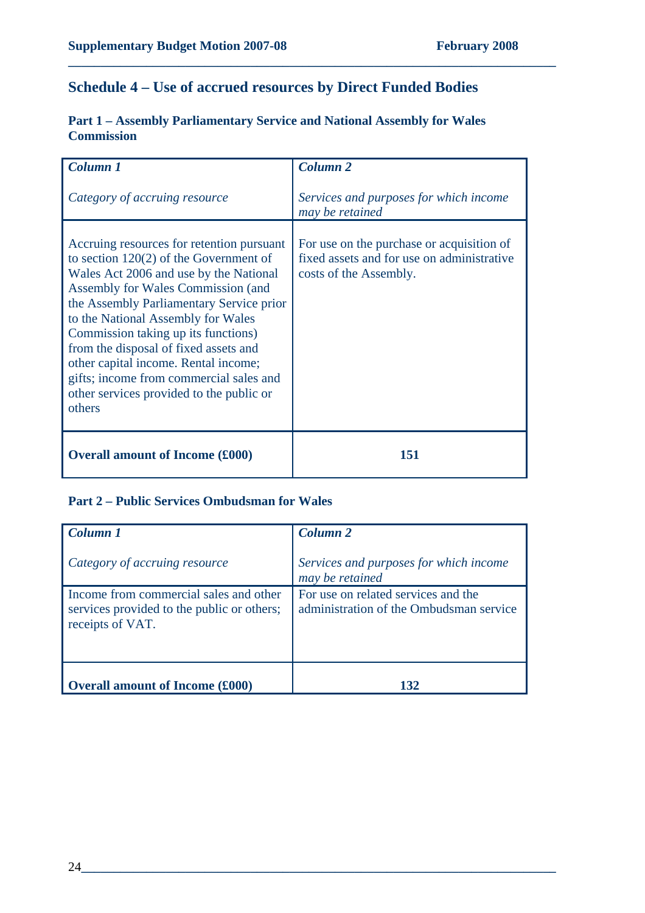## Schedule 4 – Use of accrued resources by Direct Funded Bodies

### Part 1 – Assembly Parliamentary Service and National Assembly for Wales Commission

| ***Column 1*** <br><br> *Category of accruing resource* | ***Column 2*** <br><br> *Services and purposes for which income may be retained* |
|---|---|
| Accruing resources for retention pursuant to section 120(2) of the Government of Wales Act 2006 and use by the National Assembly for Wales Commission (and the Assembly Parliamentary Service prior to the National Assembly for Wales Commission taking up its functions) from the disposal of fixed assets and other capital income. Rental income; gifts; income from commercial sales and other services provided to the public or others | For use on the purchase or acquisition of fixed assets and for use on administrative costs of the Assembly. |
| **Overall amount of Income (£000)** | **151** |

### Part 2 – Public Services Ombudsman for Wales

| ***Column 1*** <br><br> *Category of accruing resource* | ***Column 2*** <br><br> *Services and purposes for which income may be retained* |
|---|---|
| Income from commercial sales and other services provided to the public or others; receipts of VAT. | For use on related services and the administration of the Ombudsman service |
| **Overall amount of Income (£000)** | **132** |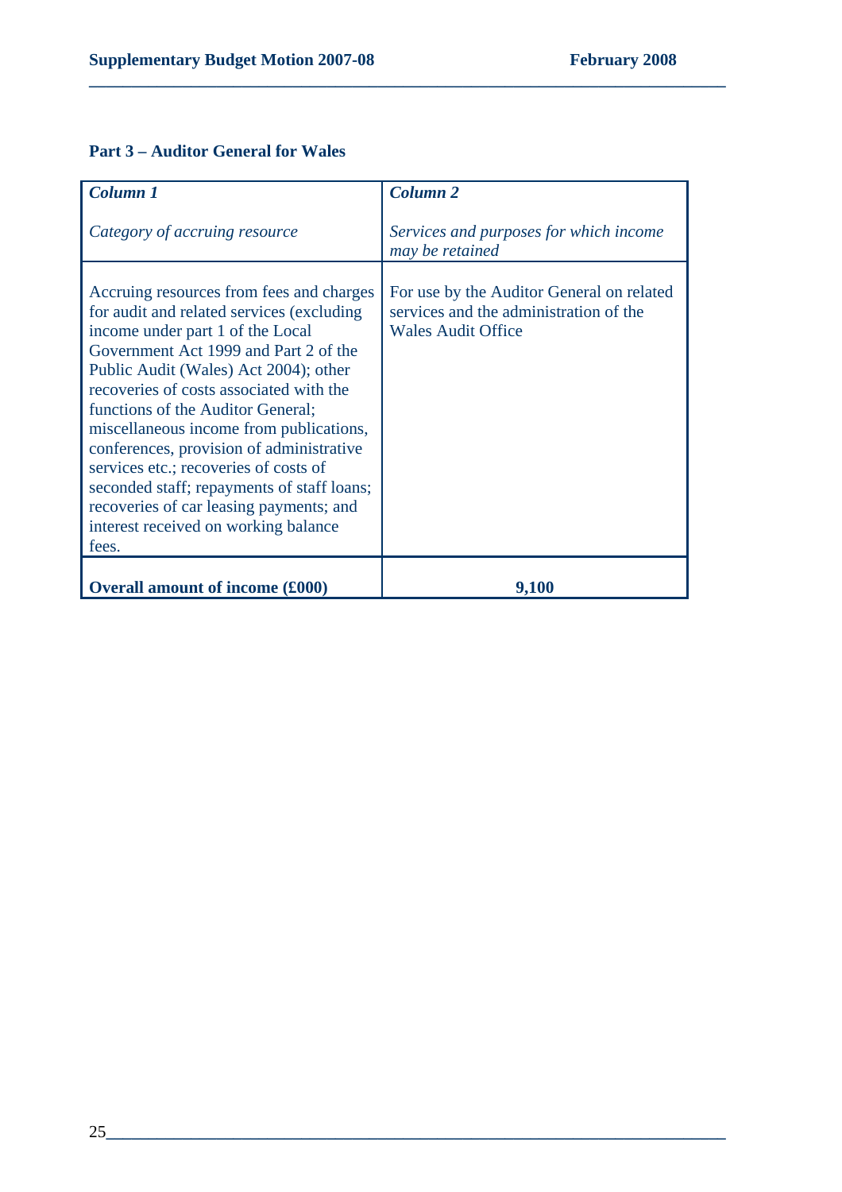## Part 3 – Auditor General for Wales

| *Column 1*<br><br>*Category of accruing resource* | *Column 2*<br><br>*Services and purposes for which income may be retained* |
|---|---|
| Accruing resources from fees and charges for audit and related services (excluding income under part 1 of the Local Government Act 1999 and Part 2 of the Public Audit (Wales) Act 2004); other recoveries of costs associated with the functions of the Auditor General; miscellaneous income from publications, conferences, provision of administrative services etc.; recoveries of costs of seconded staff; repayments of staff loans; recoveries of car leasing payments; and interest received on working balance fees. | For use by the Auditor General on related services and the administration of the Wales Audit Office |
| **Overall amount of income (£000)** | **9,100** |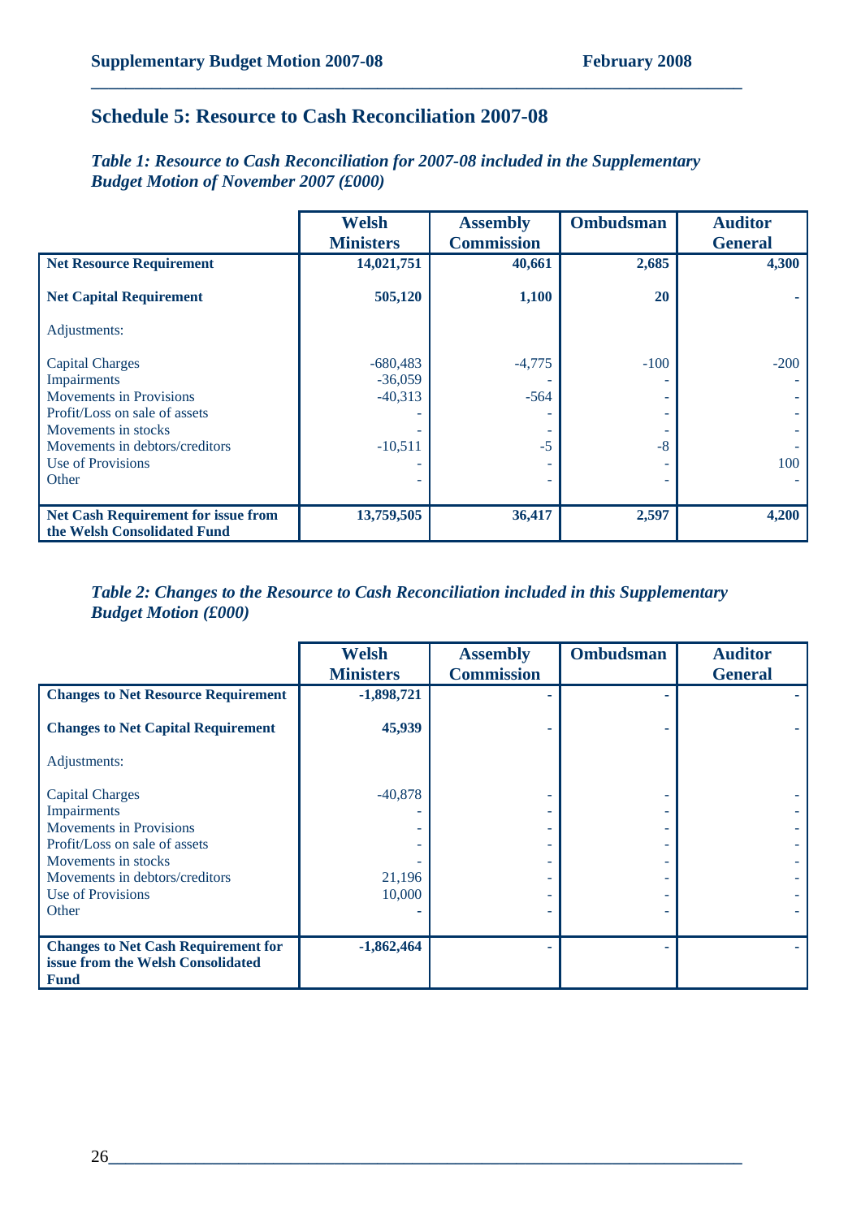## Schedule 5: Resource to Cash Reconciliation 2007-08

*Table 1: Resource to Cash Reconciliation for 2007-08 included in the Supplementary Budget Motion of November 2007 (£000)*

| | Welsh Ministers | Assembly Commission | Ombudsman | Auditor General |
|---|---|---|---|---|
| **Net Resource Requirement** | **14,021,751** | **40,661** | **2,685** | **4,300** |
| **Net Capital Requirement** | **505,120** | **1,100** | **20** | **-** |
| Adjustments: | | | | |
| Capital Charges | -680,483 | -4,775 | -100 | -200 |
| Impairments | -36,059 | - | - | - |
| Movements in Provisions | -40,313 | -564 | - | - |
| Profit/Loss on sale of assets | - | - | - | - |
| Movements in stocks | - | - | - | - |
| Movements in debtors/creditors | -10,511 | -5 | -8 | - |
| Use of Provisions | - | - | - | 100 |
| Other | - | - | - | - |
| **Net Cash Requirement for issue from the Welsh Consolidated Fund** | **13,759,505** | **36,417** | **2,597** | **4,200** |

*Table 2: Changes to the Resource to Cash Reconciliation included in this Supplementary Budget Motion (£000)*

| | Welsh Ministers | Assembly Commission | Ombudsman | Auditor General |
|---|---|---|---|---|
| **Changes to Net Resource Requirement** | **-1,898,721** | **-** | **-** | **-** |
| **Changes to Net Capital Requirement** | **45,939** | **-** | **-** | **-** |
| Adjustments: | | | | |
| Capital Charges | -40,878 | - | - | - |
| Impairments | - | - | - | - |
| Movements in Provisions | - | - | - | - |
| Profit/Loss on sale of assets | - | - | - | - |
| Movements in stocks | - | - | - | - |
| Movements in debtors/creditors | 21,196 | - | - | - |
| Use of Provisions | 10,000 | - | - | - |
| Other | - | - | - | - |
| **Changes to Net Cash Requirement for issue from the Welsh Consolidated Fund** | **-1,862,464** | **-** | **-** | **-** |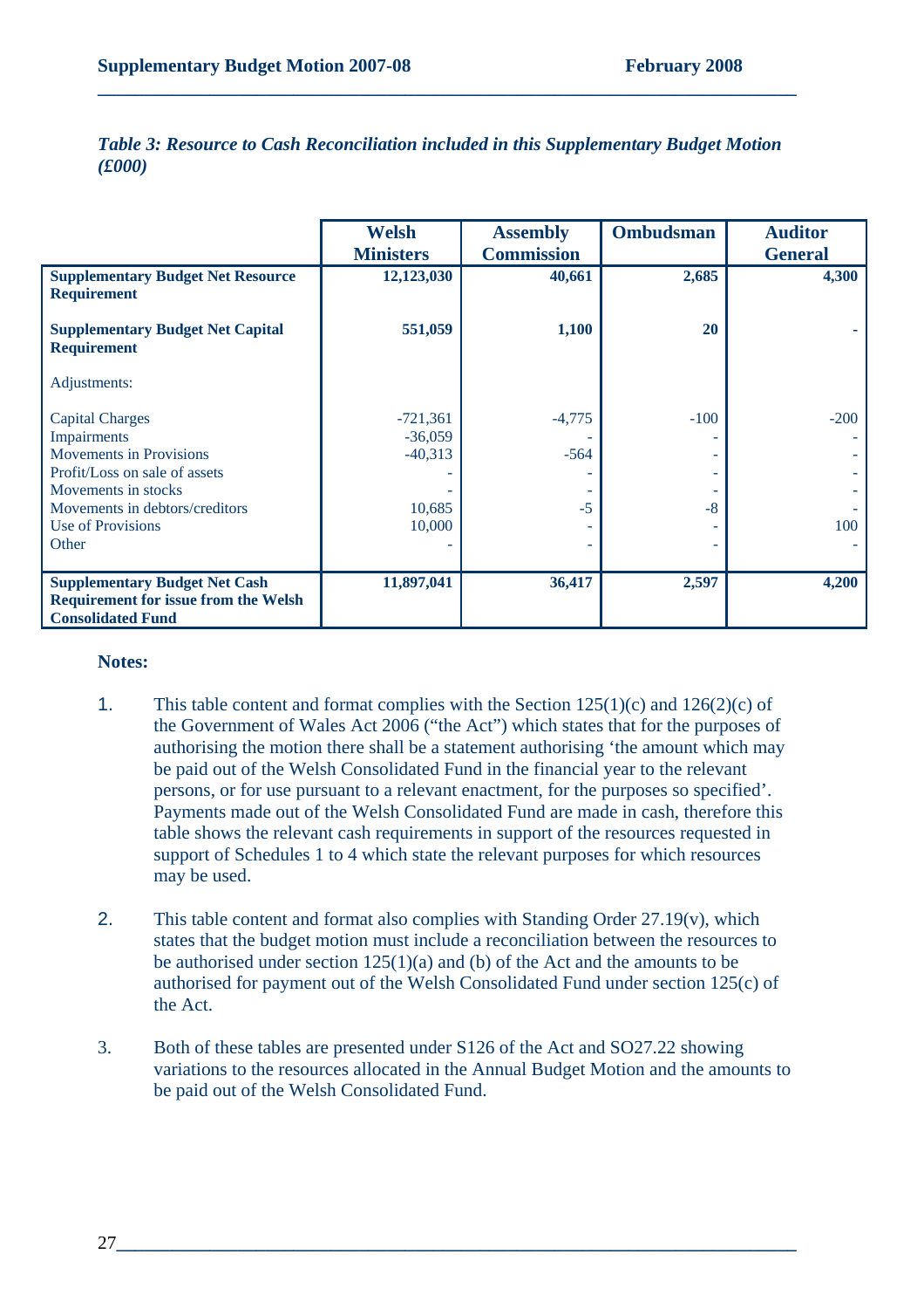*Table 3: Resource to Cash Reconciliation included in this Supplementary Budget Motion (£000)*

| | Welsh Ministers | Assembly Commission | Ombudsman | Auditor General |
|---|---|---|---|---|
| **Supplementary Budget Net Resource Requirement** | **12,123,030** | **40,661** | **2,685** | **4,300** |
| **Supplementary Budget Net Capital Requirement** | **551,059** | **1,100** | **20** | **-** |
| Adjustments: | | | | |
| Capital Charges | -721,361 | -4,775 | -100 | -200 |
| Impairments | -36,059 | - | - | - |
| Movements in Provisions | -40,313 | -564 | - | - |
| Profit/Loss on sale of assets | - | - | - | - |
| Movements in stocks | - | - | - | - |
| Movements in debtors/creditors | 10,685 | -5 | -8 | - |
| Use of Provisions | 10,000 | - | - | 100 |
| Other | - | - | - | - |
| **Supplementary Budget Net Cash Requirement for issue from the Welsh Consolidated Fund** | **11,897,041** | **36,417** | **2,597** | **4,200** |

**Notes:**

1. This table content and format complies with the Section 125(1)(c) and 126(2)(c) of the Government of Wales Act 2006 ("the Act") which states that for the purposes of authorising the motion there shall be a statement authorising 'the amount which may be paid out of the Welsh Consolidated Fund in the financial year to the relevant persons, or for use pursuant to a relevant enactment, for the purposes so specified'. Payments made out of the Welsh Consolidated Fund are made in cash, therefore this table shows the relevant cash requirements in support of the resources requested in support of Schedules 1 to 4 which state the relevant purposes for which resources may be used.

2. This table content and format also complies with Standing Order 27.19(v), which states that the budget motion must include a reconciliation between the resources to be authorised under section 125(1)(a) and (b) of the Act and the amounts to be authorised for payment out of the Welsh Consolidated Fund under section 125(c) of the Act.

3. Both of these tables are presented under S126 of the Act and SO27.22 showing variations to the resources allocated in the Annual Budget Motion and the amounts to be paid out of the Welsh Consolidated Fund.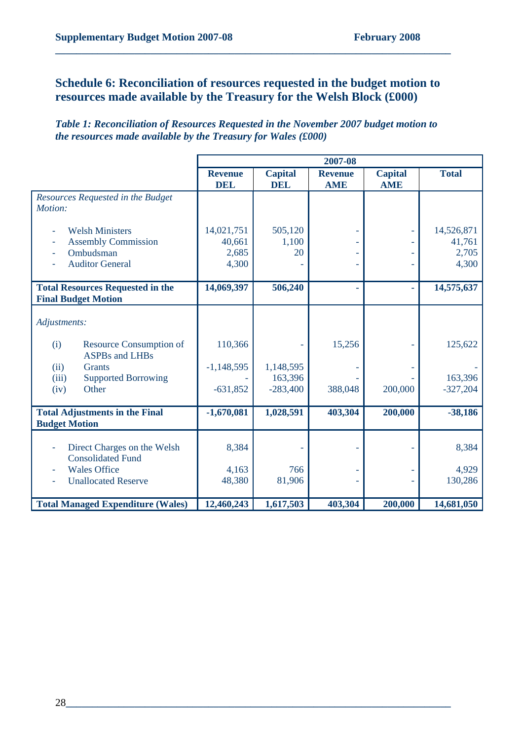## Schedule 6: Reconciliation of resources requested in the budget motion to resources made available by the Treasury for the Welsh Block (£000)

***Table 1: Reconciliation of Resources Requested in the November 2007 budget motion to the resources made available by the Treasury for Wales (£000)***

| | 2007-08 | | | | |
|---|---|---|---|---|---|
| | **Revenue DEL** | **Capital DEL** | **Revenue AME** | **Capital AME** | **Total** |
| *Resources Requested in the Budget Motion:* | | | | | |
| - Welsh Ministers | 14,021,751 | 505,120 | - | - | 14,526,871 |
| - Assembly Commission | 40,661 | 1,100 | - | - | 41,761 |
| - Ombudsman | 2,685 | 20 | - | - | 2,705 |
| - Auditor General | 4,300 | - | - | - | 4,300 |
| **Total Resources Requested in the Final Budget Motion** | **14,069,397** | **506,240** | **-** | **-** | **14,575,637** |
| *Adjustments:* | | | | | |
| (i) Resource Consumption of ASPBs and LHBs | 110,366 | - | 15,256 | - | 125,622 |
| (ii) Grants | -1,148,595 | 1,148,595 | - | - | - |
| (iii) Supported Borrowing | - | 163,396 | - | - | 163,396 |
| (iv) Other | -631,852 | -283,400 | 388,048 | 200,000 | -327,204 |
| **Total Adjustments in the Final Budget Motion** | **-1,670,081** | **1,028,591** | **403,304** | **200,000** | **-38,186** |
| - Direct Charges on the Welsh Consolidated Fund | 8,384 | - | - | - | 8,384 |
| - Wales Office | 4,163 | 766 | - | - | 4,929 |
| - Unallocated Reserve | 48,380 | 81,906 | - | - | 130,286 |
| **Total Managed Expenditure (Wales)** | **12,460,243** | **1,617,503** | **403,304** | **200,000** | **14,681,050** |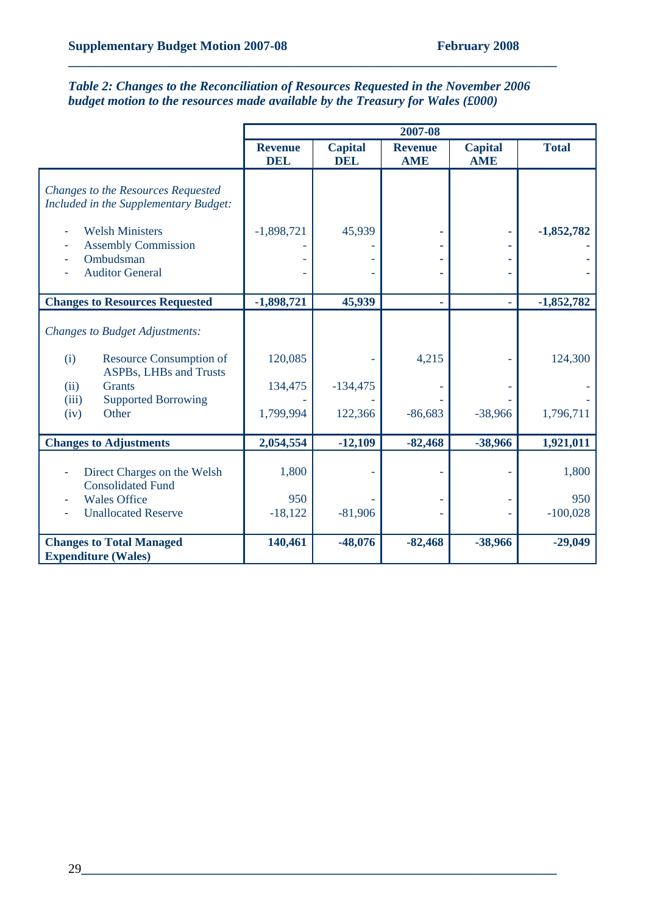*Table 2: Changes to the Reconciliation of Resources Requested in the November 2006 budget motion to the resources made available by the Treasury for Wales (£000)*

| | 2007-08 | | | | |
|---|---|---|---|---|---|
| | **Revenue DEL** | **Capital DEL** | **Revenue AME** | **Capital AME** | **Total** |
| *Changes to the Resources Requested Included in the Supplementary Budget:* | | | | | |
| - Welsh Ministers | -1,898,721 | 45,939 | - | - | **-1,852,782** |
| - Assembly Commission | - | - | - | - | - |
| - Ombudsman | - | - | - | - | - |
| - Auditor General | - | - | - | - | - |
| **Changes to Resources Requested** | **-1,898,721** | **45,939** | **-** | **-** | **-1,852,782** |
| *Changes to Budget Adjustments:* | | | | | |
| (i) Resource Consumption of ASPBs, LHBs and Trusts | 120,085 | - | 4,215 | - | 124,300 |
| (ii) Grants | 134,475 | -134,475 | - | - | - |
| (iii) Supported Borrowing | - | - | - | - | - |
| (iv) Other | 1,799,994 | 122,366 | -86,683 | -38,966 | 1,796,711 |
| **Changes to Adjustments** | **2,054,554** | **-12,109** | **-82,468** | **-38,966** | **1,921,011** |
| - Direct Charges on the Welsh Consolidated Fund | 1,800 | - | - | - | 1,800 |
| - Wales Office | 950 | - | - | - | 950 |
| - Unallocated Reserve | -18,122 | -81,906 | - | - | -100,028 |
| **Changes to Total Managed Expenditure (Wales)** | **140,461** | **-48,076** | **-82,468** | **-38,966** | **-29,049** |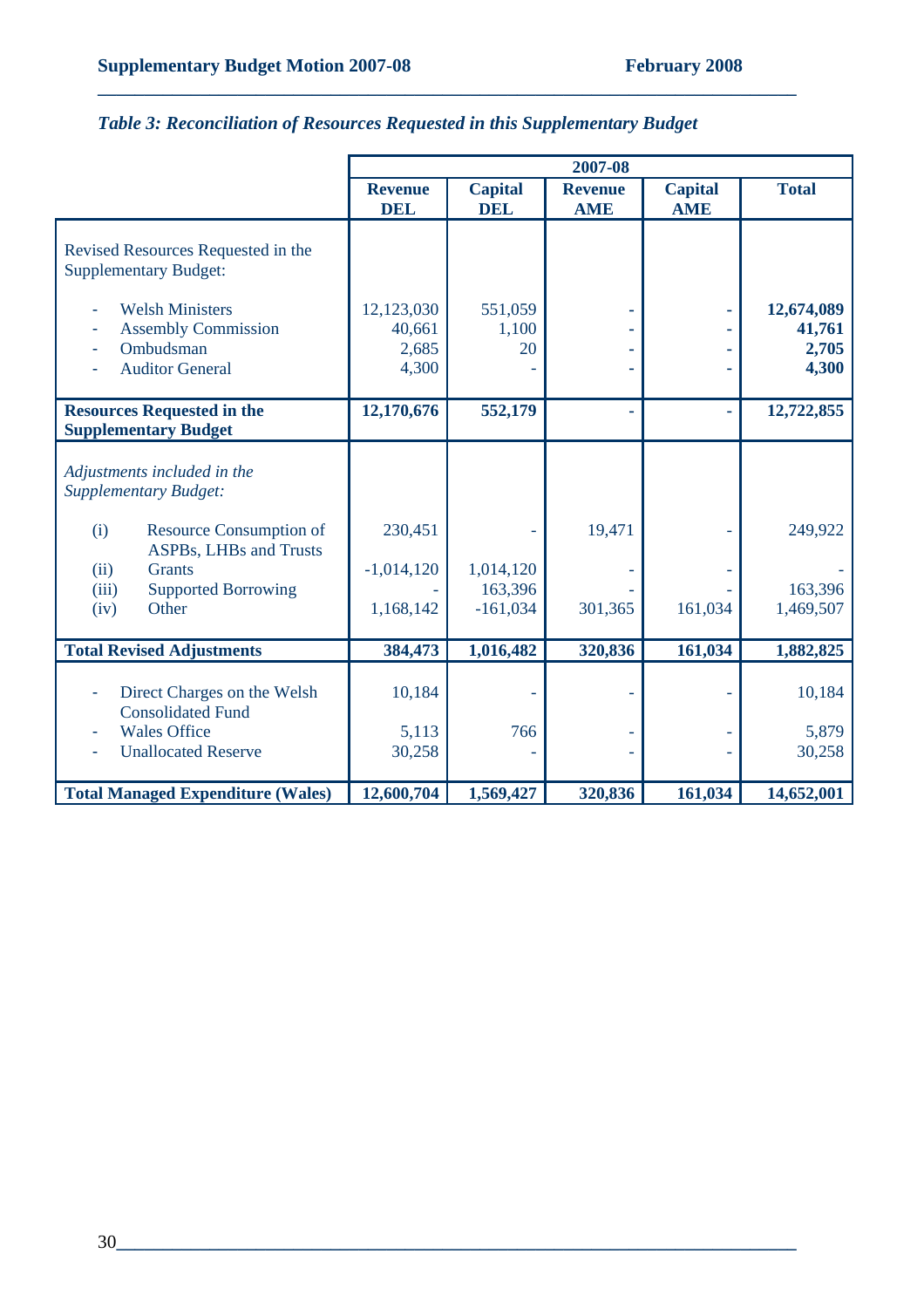### *Table 3: Reconciliation of Resources Requested in this Supplementary Budget*

| | 2007-08 | | | | |
|---|---|---|---|---|---|
| | **Revenue DEL** | **Capital DEL** | **Revenue AME** | **Capital AME** | **Total** |
| Revised Resources Requested in the Supplementary Budget: | | | | | |
| - Welsh Ministers | 12,123,030 | 551,059 | - | - | **12,674,089** |
| - Assembly Commission | 40,661 | 1,100 | - | - | **41,761** |
| - Ombudsman | 2,685 | 20 | - | - | **2,705** |
| - Auditor General | 4,300 | - | - | - | **4,300** |
| **Resources Requested in the Supplementary Budget** | **12,170,676** | **552,179** | **-** | **-** | **12,722,855** |
| *Adjustments included in the Supplementary Budget:* | | | | | |
| (i) Resource Consumption of ASPBs, LHBs and Trusts | 230,451 | - | 19,471 | - | 249,922 |
| (ii) Grants | -1,014,120 | 1,014,120 | - | - | - |
| (iii) Supported Borrowing | - | 163,396 | - | - | 163,396 |
| (iv) Other | 1,168,142 | -161,034 | 301,365 | 161,034 | 1,469,507 |
| **Total Revised Adjustments** | **384,473** | **1,016,482** | **320,836** | **161,034** | **1,882,825** |
| - Direct Charges on the Welsh Consolidated Fund | 10,184 | - | - | - | 10,184 |
| - Wales Office | 5,113 | 766 | - | - | 5,879 |
| - Unallocated Reserve | 30,258 | - | - | - | 30,258 |
| **Total Managed Expenditure (Wales)** | **12,600,704** | **1,569,427** | **320,836** | **161,034** | **14,652,001** |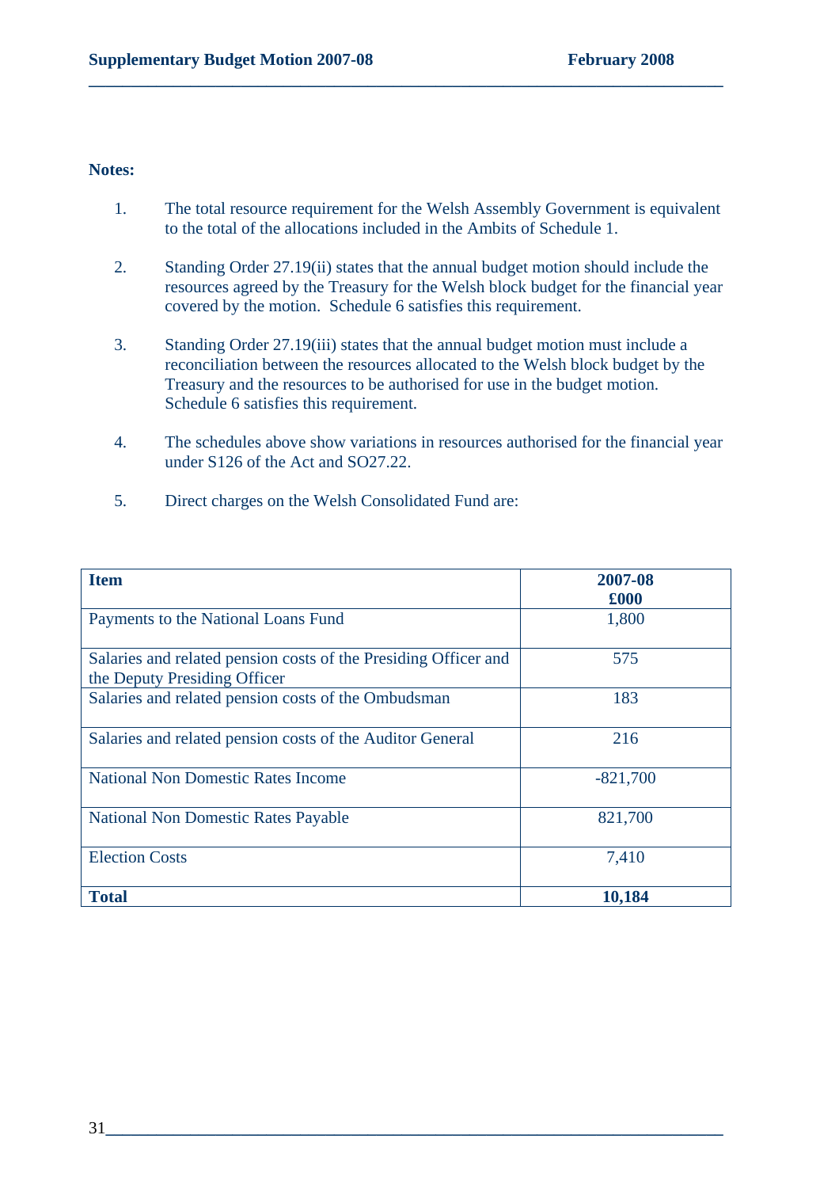**Notes:**

1. The total resource requirement for the Welsh Assembly Government is equivalent to the total of the allocations included in the Ambits of Schedule 1.

2. Standing Order 27.19(ii) states that the annual budget motion should include the resources agreed by the Treasury for the Welsh block budget for the financial year covered by the motion. Schedule 6 satisfies this requirement.

3. Standing Order 27.19(iii) states that the annual budget motion must include a reconciliation between the resources allocated to the Welsh block budget by the Treasury and the resources to be authorised for use in the budget motion. Schedule 6 satisfies this requirement.

4. The schedules above show variations in resources authorised for the financial year under S126 of the Act and SO27.22.

5. Direct charges on the Welsh Consolidated Fund are:

| **Item** | **2007-08 £000** |
|---|---|
| Payments to the National Loans Fund | 1,800 |
| Salaries and related pension costs of the Presiding Officer and the Deputy Presiding Officer | 575 |
| Salaries and related pension costs of the Ombudsman | 183 |
| Salaries and related pension costs of the Auditor General | 216 |
| National Non Domestic Rates Income | -821,700 |
| National Non Domestic Rates Payable | 821,700 |
| Election Costs | 7,410 |
| **Total** | **10,184** |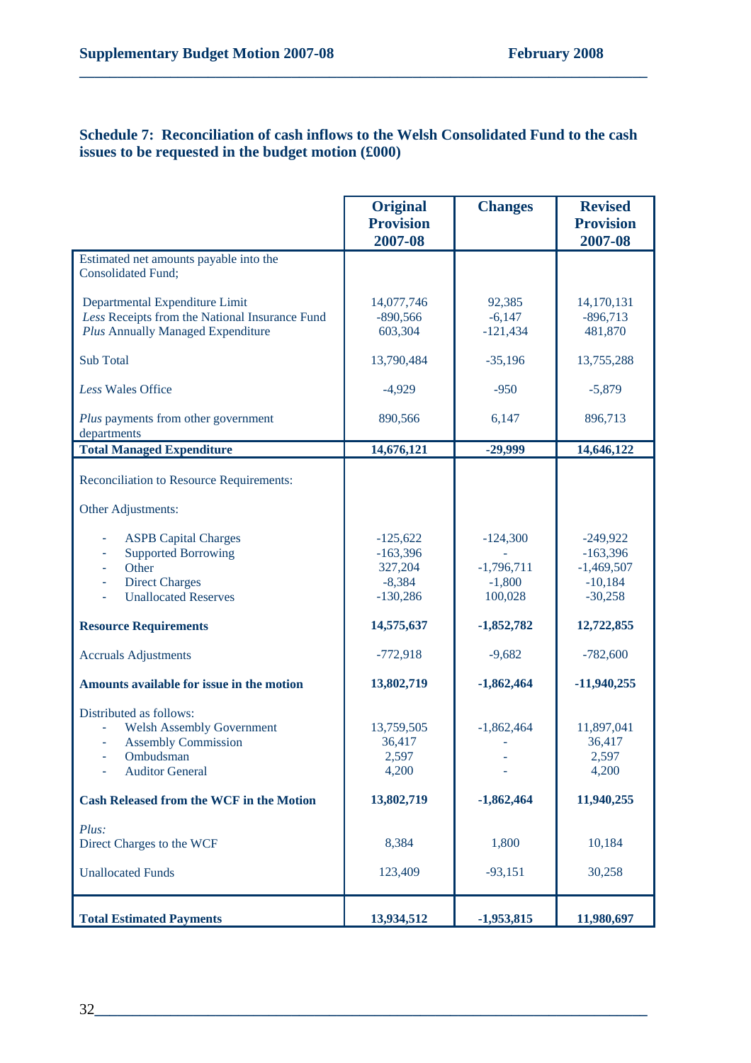### Schedule 7: Reconciliation of cash inflows to the Welsh Consolidated Fund to the cash issues to be requested in the budget motion (£000)

| | Original Provision 2007-08 | Changes | Revised Provision 2007-08 |
|---|---|---|---|
| Estimated net amounts payable into the Consolidated Fund; | | | |
| Departmental Expenditure Limit | 14,077,746 | 92,385 | 14,170,131 |
| *Less* Receipts from the National Insurance Fund | -890,566 | -6,147 | -896,713 |
| *Plus* Annually Managed Expenditure | 603,304 | -121,434 | 481,870 |
| Sub Total | 13,790,484 | -35,196 | 13,755,288 |
| *Less* Wales Office | -4,929 | -950 | -5,879 |
| *Plus* payments from other government departments | 890,566 | 6,147 | 896,713 |
| **Total Managed Expenditure** | **14,676,121** | **-29,999** | **14,646,122** |
| Reconciliation to Resource Requirements: | | | |
| Other Adjustments: | | | |
| - ASPB Capital Charges | -125,622 | -124,300 | -249,922 |
| - Supported Borrowing | -163,396 | - | -163,396 |
| - Other | 327,204 | -1,796,711 | -1,469,507 |
| - Direct Charges | -8,384 | -1,800 | -10,184 |
| - Unallocated Reserves | -130,286 | 100,028 | -30,258 |
| **Resource Requirements** | **14,575,637** | **-1,852,782** | **12,722,855** |
| Accruals Adjustments | -772,918 | -9,682 | -782,600 |
| **Amounts available for issue in the motion** | **13,802,719** | **-1,862,464** | **-11,940,255** |
| Distributed as follows: | | | |
| - Welsh Assembly Government | 13,759,505 | -1,862,464 | 11,897,041 |
| - Assembly Commission | 36,417 | - | 36,417 |
| - Ombudsman | 2,597 | - | 2,597 |
| - Auditor General | 4,200 | - | 4,200 |
| **Cash Released from the WCF in the Motion** | **13,802,719** | **-1,862,464** | **11,940,255** |
| *Plus:* | | | |
| Direct Charges to the WCF | 8,384 | 1,800 | 10,184 |
| Unallocated Funds | 123,409 | -93,151 | 30,258 |
| **Total Estimated Payments** | **13,934,512** | **-1,953,815** | **11,980,697** |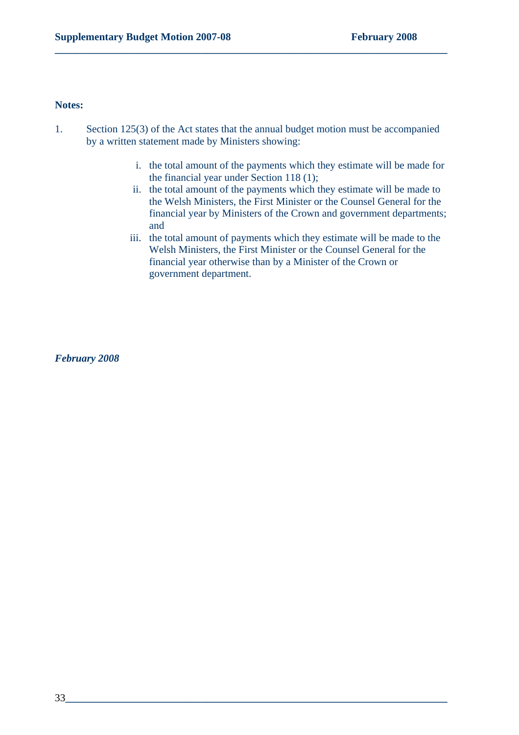**Notes:**

1. Section 125(3) of the Act states that the annual budget motion must be accompanied by a written statement made by Ministers showing:

   i. the total amount of the payments which they estimate will be made for the financial year under Section 118 (1);

   ii. the total amount of the payments which they estimate will be made to the Welsh Ministers, the First Minister or the Counsel General for the financial year by Ministers of the Crown and government departments; and

   iii. the total amount of payments which they estimate will be made to the Welsh Ministers, the First Minister or the Counsel General for the financial year otherwise than by a Minister of the Crown or government department.

***February 2008***